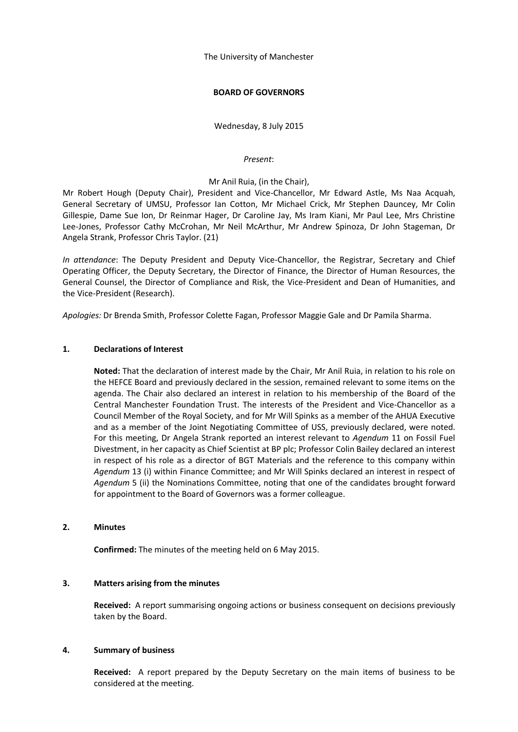The University of Manchester

**BOARD OF GOVERNORS**

Wednesday, 8 July 2015

*Present*:

Mr Anil Ruia, (in the Chair),

Mr Robert Hough (Deputy Chair), President and Vice-Chancellor, Mr Edward Astle, Ms Naa Acquah, General Secretary of UMSU, Professor Ian Cotton, Mr Michael Crick, Mr Stephen Dauncey, Mr Colin Gillespie, Dame Sue Ion, Dr Reinmar Hager, Dr Caroline Jay, Ms Iram Kiani, Mr Paul Lee, Mrs Christine Lee-Jones, Professor Cathy McCrohan, Mr Neil McArthur, Mr Andrew Spinoza, Dr John Stageman, Dr Angela Strank, Professor Chris Taylor. (21)

*In attendance*: The Deputy President and Deputy Vice-Chancellor, the Registrar, Secretary and Chief Operating Officer, the Deputy Secretary, the Director of Finance, the Director of Human Resources, the General Counsel, the Director of Compliance and Risk, the Vice-President and Dean of Humanities, and the Vice-President (Research).

*Apologies:* Dr Brenda Smith, Professor Colette Fagan, Professor Maggie Gale and Dr Pamila Sharma.

## 1. Declarations of Interest

**Noted:** That the declaration of interest made by the Chair, Mr Anil Ruia, in relation to his role on the HEFCE Board and previously declared in the session, remained relevant to some items on the agenda. The Chair also declared an interest in relation to his membership of the Board of the Central Manchester Foundation Trust. The interests of the President and Vice-Chancellor as a Council Member of the Royal Society, and for Mr Will Spinks as a member of the AHUA Executive and as a member of the Joint Negotiating Committee of USS, previously declared, were noted. For this meeting, Dr Angela Strank reported an interest relevant to *Agendum* 11 on Fossil Fuel Divestment, in her capacity as Chief Scientist at BP plc; Professor Colin Bailey declared an interest in respect of his role as a director of BGT Materials and the reference to this company within *Agendum* 13 (i) within Finance Committee; and Mr Will Spinks declared an interest in respect of *Agendum* 5 (ii) the Nominations Committee, noting that one of the candidates brought forward for appointment to the Board of Governors was a former colleague.

## 2. Minutes

**Confirmed:** The minutes of the meeting held on 6 May 2015.

## 3. Matters arising from the minutes

**Received:** A report summarising ongoing actions or business consequent on decisions previously taken by the Board.

## 4. Summary of business

**Received:** A report prepared by the Deputy Secretary on the main items of business to be considered at the meeting.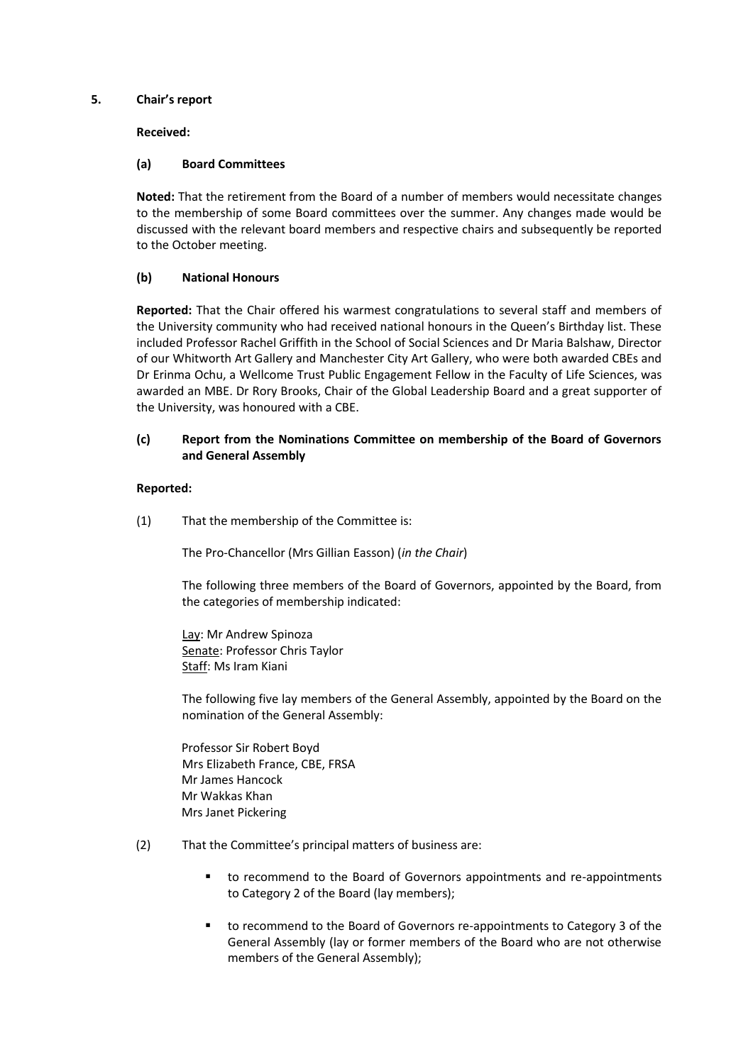## 5. Chair's report

**Received:**

### (a) Board Committees

**Noted:** That the retirement from the Board of a number of members would necessitate changes to the membership of some Board committees over the summer. Any changes made would be discussed with the relevant board members and respective chairs and subsequently be reported to the October meeting.

### (b) National Honours

**Reported:** That the Chair offered his warmest congratulations to several staff and members of the University community who had received national honours in the Queen's Birthday list. These included Professor Rachel Griffith in the School of Social Sciences and Dr Maria Balshaw, Director of our Whitworth Art Gallery and Manchester City Art Gallery, who were both awarded CBEs and Dr Erinma Ochu, a Wellcome Trust Public Engagement Fellow in the Faculty of Life Sciences, was awarded an MBE. Dr Rory Brooks, Chair of the Global Leadership Board and a great supporter of the University, was honoured with a CBE.

### (c) Report from the Nominations Committee on membership of the Board of Governors and General Assembly

**Reported:**

(1) That the membership of the Committee is:

The Pro-Chancellor (Mrs Gillian Easson) (*in the Chair*)

The following three members of the Board of Governors, appointed by the Board, from the categories of membership indicated:

Lay: Mr Andrew Spinoza
Senate: Professor Chris Taylor
Staff: Ms Iram Kiani

The following five lay members of the General Assembly, appointed by the Board on the nomination of the General Assembly:

Professor Sir Robert Boyd
Mrs Elizabeth France, CBE, FRSA
Mr James Hancock
Mr Wakkas Khan
Mrs Janet Pickering

(2) That the Committee's principal matters of business are:

- to recommend to the Board of Governors appointments and re-appointments to Category 2 of the Board (lay members);
- to recommend to the Board of Governors re-appointments to Category 3 of the General Assembly (lay or former members of the Board who are not otherwise members of the General Assembly);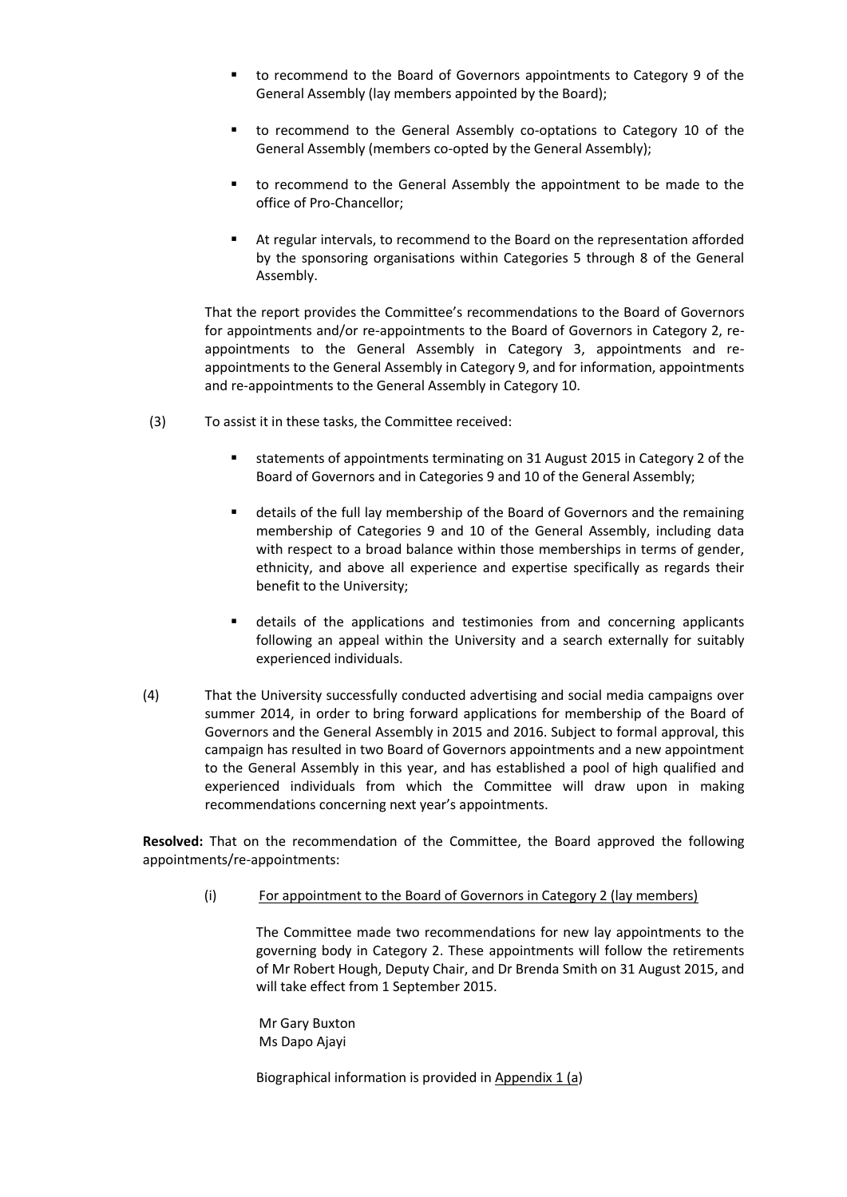- to recommend to the Board of Governors appointments to Category 9 of the General Assembly (lay members appointed by the Board);
- to recommend to the General Assembly co-optations to Category 10 of the General Assembly (members co-opted by the General Assembly);
- to recommend to the General Assembly the appointment to be made to the office of Pro-Chancellor;
- At regular intervals, to recommend to the Board on the representation afforded by the sponsoring organisations within Categories 5 through 8 of the General Assembly.

That the report provides the Committee's recommendations to the Board of Governors for appointments and/or re-appointments to the Board of Governors in Category 2, re-appointments to the General Assembly in Category 3, appointments and re-appointments to the General Assembly in Category 9, and for information, appointments and re-appointments to the General Assembly in Category 10.

(3) To assist it in these tasks, the Committee received:

- statements of appointments terminating on 31 August 2015 in Category 2 of the Board of Governors and in Categories 9 and 10 of the General Assembly;
- details of the full lay membership of the Board of Governors and the remaining membership of Categories 9 and 10 of the General Assembly, including data with respect to a broad balance within those memberships in terms of gender, ethnicity, and above all experience and expertise specifically as regards their benefit to the University;
- details of the applications and testimonies from and concerning applicants following an appeal within the University and a search externally for suitably experienced individuals.

(4) That the University successfully conducted advertising and social media campaigns over summer 2014, in order to bring forward applications for membership of the Board of Governors and the General Assembly in 2015 and 2016. Subject to formal approval, this campaign has resulted in two Board of Governors appointments and a new appointment to the General Assembly in this year, and has established a pool of high qualified and experienced individuals from which the Committee will draw upon in making recommendations concerning next year's appointments.

**Resolved:** That on the recommendation of the Committee, the Board approved the following appointments/re-appointments:

(i) For appointment to the Board of Governors in Category 2 (lay members)

The Committee made two recommendations for new lay appointments to the governing body in Category 2. These appointments will follow the retirements of Mr Robert Hough, Deputy Chair, and Dr Brenda Smith on 31 August 2015, and will take effect from 1 September 2015.

Mr Gary Buxton
Ms Dapo Ajayi

Biographical information is provided in Appendix 1 (a)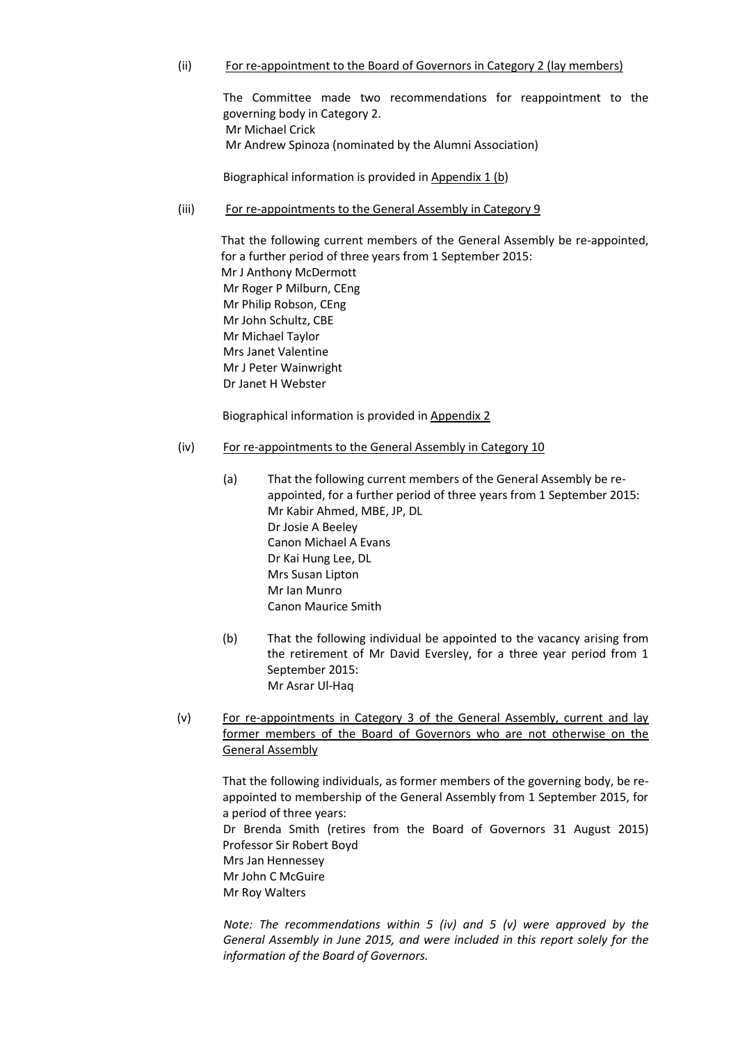(ii) <u>For re-appointment to the Board of Governors in Category 2 (lay members)</u>

The Committee made two recommendations for reappointment to the governing body in Category 2.
Mr Michael Crick
Mr Andrew Spinoza (nominated by the Alumni Association)

Biographical information is provided in <u>Appendix 1 (b</u>)

(iii) <u>For re-appointments to the General Assembly in Category 9</u>

That the following current members of the General Assembly be re-appointed, for a further period of three years from 1 September 2015:
Mr J Anthony McDermott
Mr Roger P Milburn, CEng
Mr Philip Robson, CEng
Mr John Schultz, CBE
Mr Michael Taylor
Mrs Janet Valentine
Mr J Peter Wainwright
Dr Janet H Webster

Biographical information is provided in <u>Appendix 2</u>

(iv) <u>For re-appointments to the General Assembly in Category 10</u>

(a) That the following current members of the General Assembly be re-appointed, for a further period of three years from 1 September 2015:
Mr Kabir Ahmed, MBE, JP, DL
Dr Josie A Beeley
Canon Michael A Evans
Dr Kai Hung Lee, DL
Mrs Susan Lipton
Mr Ian Munro
Canon Maurice Smith

(b) That the following individual be appointed to the vacancy arising from the retirement of Mr David Eversley, for a three year period from 1 September 2015:
Mr Asrar Ul-Haq

(v) <u>For re-appointments in Category 3 of the General Assembly, current and lay former members of the Board of Governors who are not otherwise on the General Assembly</u>

That the following individuals, as former members of the governing body, be re-appointed to membership of the General Assembly from 1 September 2015, for a period of three years:
Dr Brenda Smith (retires from the Board of Governors 31 August 2015)
Professor Sir Robert Boyd
Mrs Jan Hennessey
Mr John C McGuire
Mr Roy Walters

*Note: The recommendations within 5 (iv) and 5 (v) were approved by the General Assembly in June 2015, and were included in this report solely for the information of the Board of Governors.*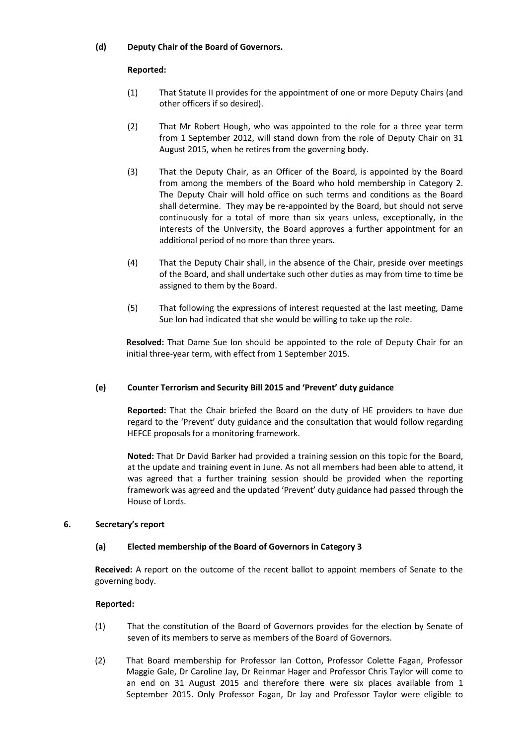**(d) Deputy Chair of the Board of Governors.**

**Reported:**

(1) That Statute II provides for the appointment of one or more Deputy Chairs (and other officers if so desired).

(2) That Mr Robert Hough, who was appointed to the role for a three year term from 1 September 2012, will stand down from the role of Deputy Chair on 31 August 2015, when he retires from the governing body.

(3) That the Deputy Chair, as an Officer of the Board, is appointed by the Board from among the members of the Board who hold membership in Category 2. The Deputy Chair will hold office on such terms and conditions as the Board shall determine. They may be re-appointed by the Board, but should not serve continuously for a total of more than six years unless, exceptionally, in the interests of the University, the Board approves a further appointment for an additional period of no more than three years.

(4) That the Deputy Chair shall, in the absence of the Chair, preside over meetings of the Board, and shall undertake such other duties as may from time to time be assigned to them by the Board.

(5) That following the expressions of interest requested at the last meeting, Dame Sue Ion had indicated that she would be willing to take up the role.

**Resolved:** That Dame Sue Ion should be appointed to the role of Deputy Chair for an initial three-year term, with effect from 1 September 2015.

**(e) Counter Terrorism and Security Bill 2015 and 'Prevent' duty guidance**

**Reported:** That the Chair briefed the Board on the duty of HE providers to have due regard to the 'Prevent' duty guidance and the consultation that would follow regarding HEFCE proposals for a monitoring framework.

**Noted:** That Dr David Barker had provided a training session on this topic for the Board, at the update and training event in June. As not all members had been able to attend, it was agreed that a further training session should be provided when the reporting framework was agreed and the updated 'Prevent' duty guidance had passed through the House of Lords.

**6. Secretary's report**

**(a) Elected membership of the Board of Governors in Category 3**

**Received:** A report on the outcome of the recent ballot to appoint members of Senate to the governing body.

**Reported:**

(1) That the constitution of the Board of Governors provides for the election by Senate of seven of its members to serve as members of the Board of Governors.

(2) That Board membership for Professor Ian Cotton, Professor Colette Fagan, Professor Maggie Gale, Dr Caroline Jay, Dr Reinmar Hager and Professor Chris Taylor will come to an end on 31 August 2015 and therefore there were six places available from 1 September 2015. Only Professor Fagan, Dr Jay and Professor Taylor were eligible to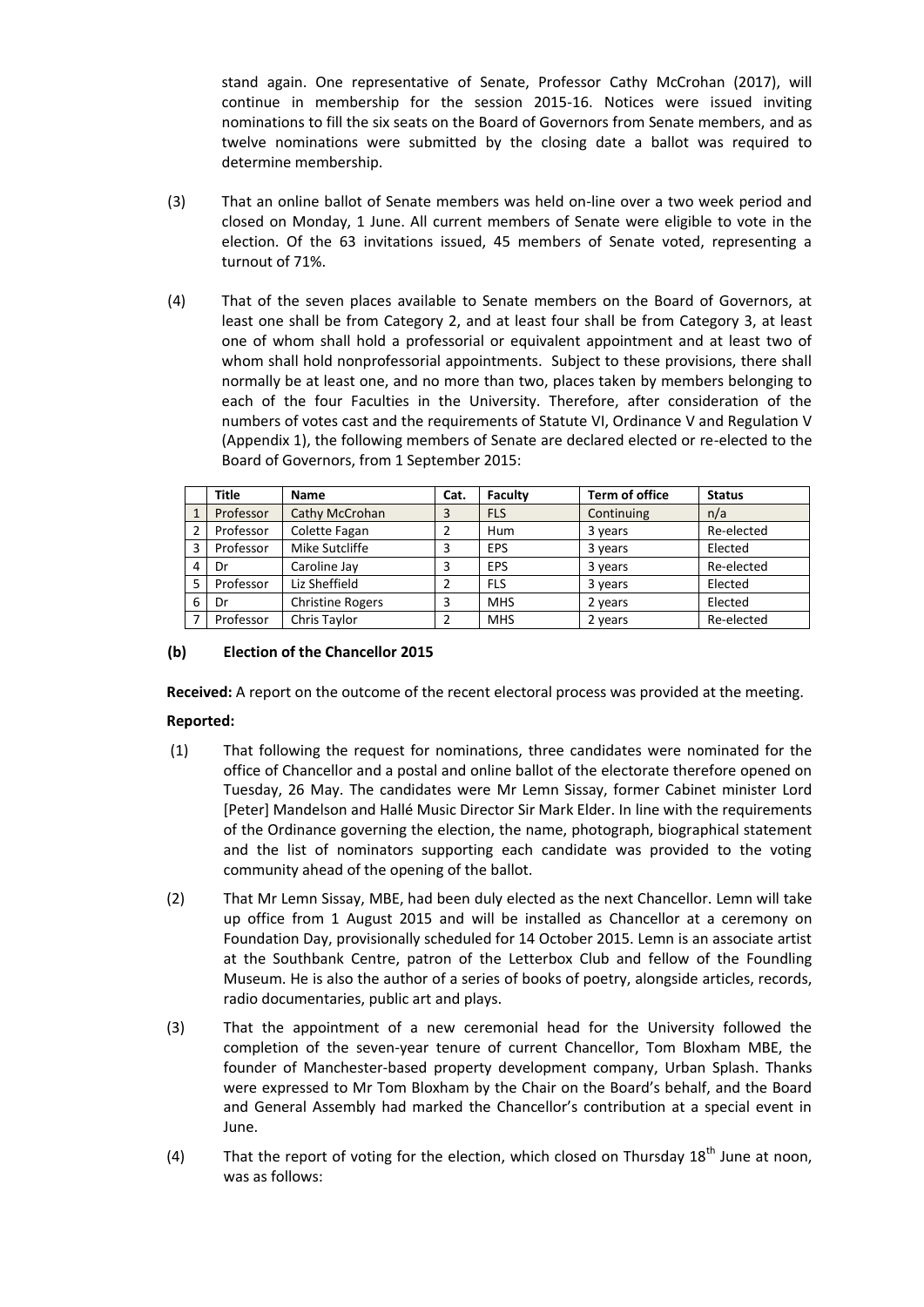stand again. One representative of Senate, Professor Cathy McCrohan (2017), will continue in membership for the session 2015-16. Notices were issued inviting nominations to fill the six seats on the Board of Governors from Senate members, and as twelve nominations were submitted by the closing date a ballot was required to determine membership.

(3) That an online ballot of Senate members was held on-line over a two week period and closed on Monday, 1 June. All current members of Senate were eligible to vote in the election. Of the 63 invitations issued, 45 members of Senate voted, representing a turnout of 71%.

(4) That of the seven places available to Senate members on the Board of Governors, at least one shall be from Category 2, and at least four shall be from Category 3, at least one of whom shall hold a professorial or equivalent appointment and at least two of whom shall hold nonprofessorial appointments. Subject to these provisions, there shall normally be at least one, and no more than two, places taken by members belonging to each of the four Faculties in the University. Therefore, after consideration of the numbers of votes cast and the requirements of Statute VI, Ordinance V and Regulation V (Appendix 1), the following members of Senate are declared elected or re-elected to the Board of Governors, from 1 September 2015:

| | Title | Name | Cat. | Faculty | Term of office | Status |
|---|---|---|---|---|---|---|
| 1 | Professor | Cathy McCrohan | 3 | FLS | Continuing | n/a |
| 2 | Professor | Colette Fagan | 2 | Hum | 3 years | Re-elected |
| 3 | Professor | Mike Sutcliffe | 3 | EPS | 3 years | Elected |
| 4 | Dr | Caroline Jay | 3 | EPS | 3 years | Re-elected |
| 5 | Professor | Liz Sheffield | 2 | FLS | 3 years | Elected |
| 6 | Dr | Christine Rogers | 3 | MHS | 2 years | Elected |
| 7 | Professor | Chris Taylor | 2 | MHS | 2 years | Re-elected |

**(b) Election of the Chancellor 2015**

**Received:** A report on the outcome of the recent electoral process was provided at the meeting.

**Reported:**

(1) That following the request for nominations, three candidates were nominated for the office of Chancellor and a postal and online ballot of the electorate therefore opened on Tuesday, 26 May. The candidates were Mr Lemn Sissay, former Cabinet minister Lord [Peter] Mandelson and Hallé Music Director Sir Mark Elder. In line with the requirements of the Ordinance governing the election, the name, photograph, biographical statement and the list of nominators supporting each candidate was provided to the voting community ahead of the opening of the ballot.

(2) That Mr Lemn Sissay, MBE, had been duly elected as the next Chancellor. Lemn will take up office from 1 August 2015 and will be installed as Chancellor at a ceremony on Foundation Day, provisionally scheduled for 14 October 2015. Lemn is an associate artist at the Southbank Centre, patron of the Letterbox Club and fellow of the Foundling Museum. He is also the author of a series of books of poetry, alongside articles, records, radio documentaries, public art and plays.

(3) That the appointment of a new ceremonial head for the University followed the completion of the seven-year tenure of current Chancellor, Tom Bloxham MBE, the founder of Manchester-based property development company, Urban Splash. Thanks were expressed to Mr Tom Bloxham by the Chair on the Board's behalf, and the Board and General Assembly had marked the Chancellor's contribution at a special event in June.

(4) That the report of voting for the election, which closed on Thursday 18th June at noon, was as follows: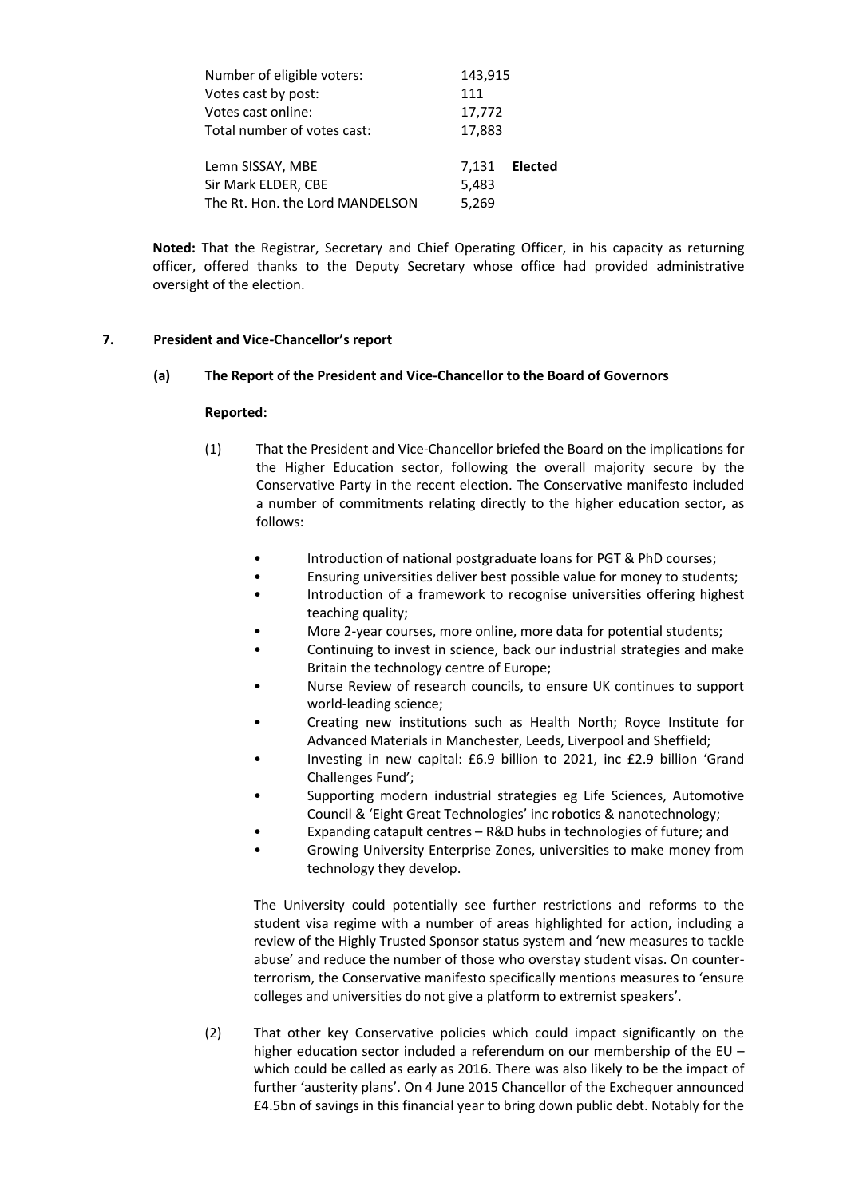| | | |
|---|---|---|
| Number of eligible voters: | 143,915 | |
| Votes cast by post: | 111 | |
| Votes cast online: | 17,772 | |
| Total number of votes cast: | 17,883 | |
| | | |
| Lemn SISSAY, MBE | 7,131 | **Elected** |
| Sir Mark ELDER, CBE | 5,483 | |
| The Rt. Hon. the Lord MANDELSON | 5,269 | |

**Noted:** That the Registrar, Secretary and Chief Operating Officer, in his capacity as returning officer, offered thanks to the Deputy Secretary whose office had provided administrative oversight of the election.

## 7. President and Vice-Chancellor's report

### (a) The Report of the President and Vice-Chancellor to the Board of Governors

**Reported:**

(1) That the President and Vice-Chancellor briefed the Board on the implications for the Higher Education sector, following the overall majority secure by the Conservative Party in the recent election. The Conservative manifesto included a number of commitments relating directly to the higher education sector, as follows:

- Introduction of national postgraduate loans for PGT & PhD courses;
- Ensuring universities deliver best possible value for money to students;
- Introduction of a framework to recognise universities offering highest teaching quality;
- More 2-year courses, more online, more data for potential students;
- Continuing to invest in science, back our industrial strategies and make Britain the technology centre of Europe;
- Nurse Review of research councils, to ensure UK continues to support world-leading science;
- Creating new institutions such as Health North; Royce Institute for Advanced Materials in Manchester, Leeds, Liverpool and Sheffield;
- Investing in new capital: £6.9 billion to 2021, inc £2.9 billion 'Grand Challenges Fund';
- Supporting modern industrial strategies eg Life Sciences, Automotive Council & 'Eight Great Technologies' inc robotics & nanotechnology;
- Expanding catapult centres – R&D hubs in technologies of future; and
- Growing University Enterprise Zones, universities to make money from technology they develop.

The University could potentially see further restrictions and reforms to the student visa regime with a number of areas highlighted for action, including a review of the Highly Trusted Sponsor status system and 'new measures to tackle abuse' and reduce the number of those who overstay student visas. On counter-terrorism, the Conservative manifesto specifically mentions measures to 'ensure colleges and universities do not give a platform to extremist speakers'.

(2) That other key Conservative policies which could impact significantly on the higher education sector included a referendum on our membership of the EU – which could be called as early as 2016. There was also likely to be the impact of further 'austerity plans'. On 4 June 2015 Chancellor of the Exchequer announced £4.5bn of savings in this financial year to bring down public debt. Notably for the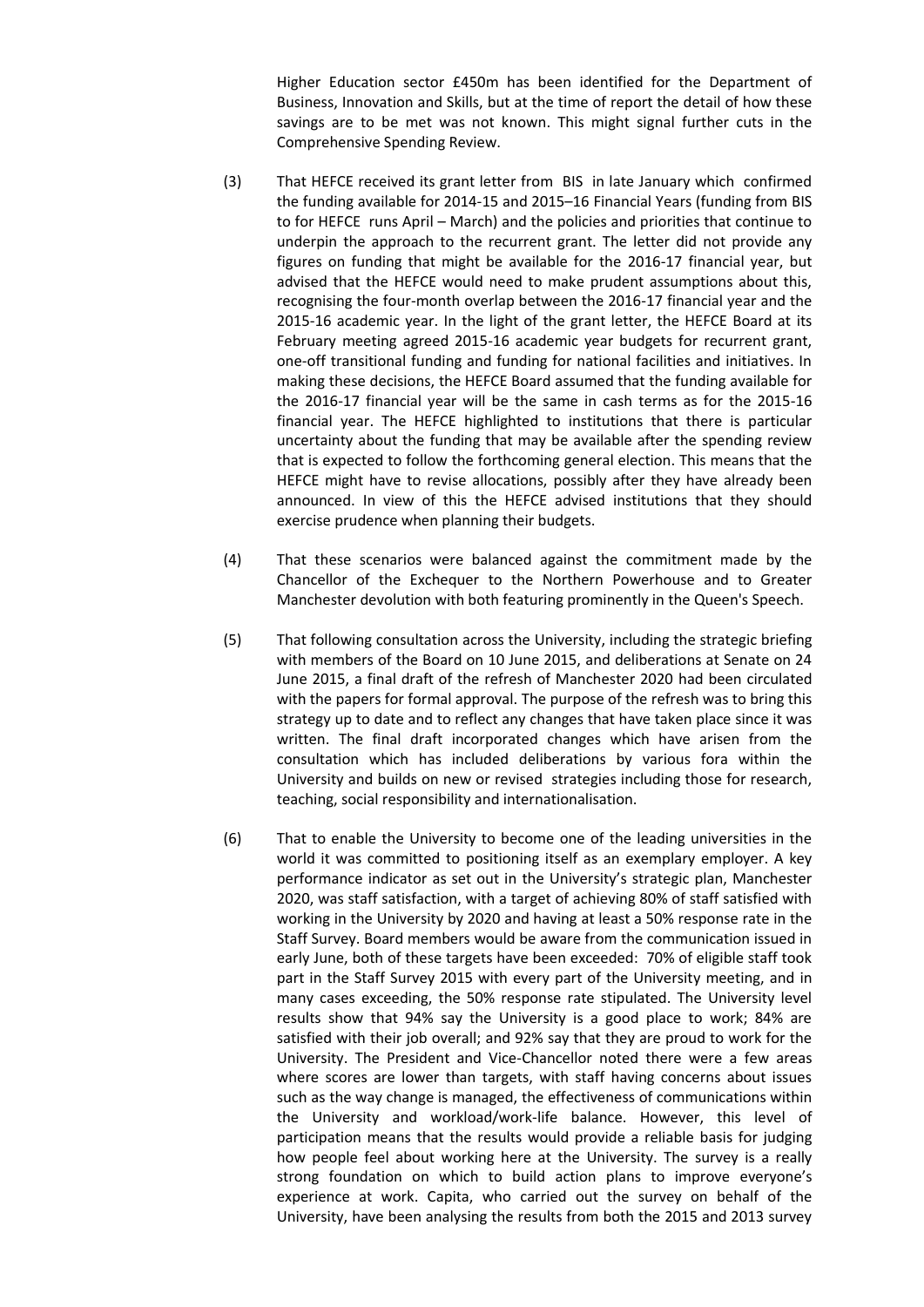Higher Education sector £450m has been identified for the Department of Business, Innovation and Skills, but at the time of report the detail of how these savings are to be met was not known. This might signal further cuts in the Comprehensive Spending Review.

(3) That HEFCE received its grant letter from BIS in late January which confirmed the funding available for 2014-15 and 2015–16 Financial Years (funding from BIS to for HEFCE runs April – March) and the policies and priorities that continue to underpin the approach to the recurrent grant. The letter did not provide any figures on funding that might be available for the 2016-17 financial year, but advised that the HEFCE would need to make prudent assumptions about this, recognising the four-month overlap between the 2016-17 financial year and the 2015-16 academic year. In the light of the grant letter, the HEFCE Board at its February meeting agreed 2015-16 academic year budgets for recurrent grant, one-off transitional funding and funding for national facilities and initiatives. In making these decisions, the HEFCE Board assumed that the funding available for the 2016-17 financial year will be the same in cash terms as for the 2015-16 financial year. The HEFCE highlighted to institutions that there is particular uncertainty about the funding that may be available after the spending review that is expected to follow the forthcoming general election. This means that the HEFCE might have to revise allocations, possibly after they have already been announced. In view of this the HEFCE advised institutions that they should exercise prudence when planning their budgets.

(4) That these scenarios were balanced against the commitment made by the Chancellor of the Exchequer to the Northern Powerhouse and to Greater Manchester devolution with both featuring prominently in the Queen's Speech.

(5) That following consultation across the University, including the strategic briefing with members of the Board on 10 June 2015, and deliberations at Senate on 24 June 2015, a final draft of the refresh of Manchester 2020 had been circulated with the papers for formal approval. The purpose of the refresh was to bring this strategy up to date and to reflect any changes that have taken place since it was written. The final draft incorporated changes which have arisen from the consultation which has included deliberations by various fora within the University and builds on new or revised strategies including those for research, teaching, social responsibility and internationalisation.

(6) That to enable the University to become one of the leading universities in the world it was committed to positioning itself as an exemplary employer. A key performance indicator as set out in the University's strategic plan, Manchester 2020, was staff satisfaction, with a target of achieving 80% of staff satisfied with working in the University by 2020 and having at least a 50% response rate in the Staff Survey. Board members would be aware from the communication issued in early June, both of these targets have been exceeded: 70% of eligible staff took part in the Staff Survey 2015 with every part of the University meeting, and in many cases exceeding, the 50% response rate stipulated. The University level results show that 94% say the University is a good place to work; 84% are satisfied with their job overall; and 92% say that they are proud to work for the University. The President and Vice-Chancellor noted there were a few areas where scores are lower than targets, with staff having concerns about issues such as the way change is managed, the effectiveness of communications within the University and workload/work-life balance. However, this level of participation means that the results would provide a reliable basis for judging how people feel about working here at the University. The survey is a really strong foundation on which to build action plans to improve everyone's experience at work. Capita, who carried out the survey on behalf of the University, have been analysing the results from both the 2015 and 2013 survey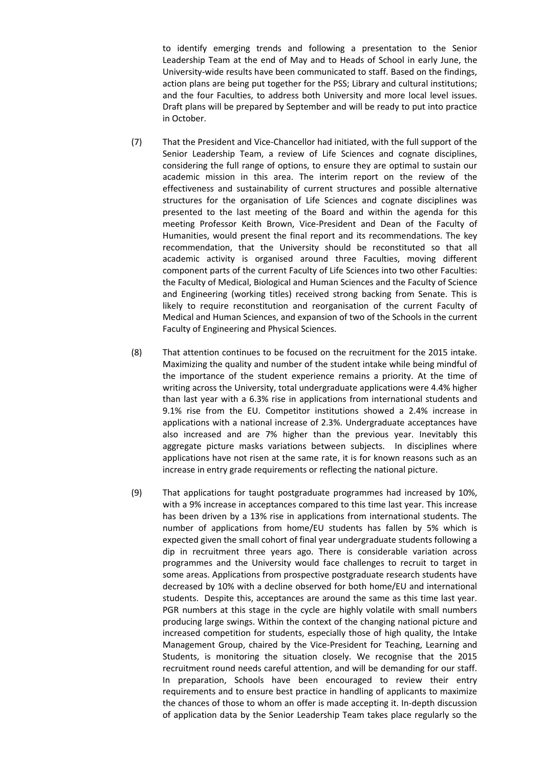to identify emerging trends and following a presentation to the Senior Leadership Team at the end of May and to Heads of School in early June, the University-wide results have been communicated to staff. Based on the findings, action plans are being put together for the PSS; Library and cultural institutions; and the four Faculties, to address both University and more local level issues. Draft plans will be prepared by September and will be ready to put into practice in October.

(7) That the President and Vice-Chancellor had initiated, with the full support of the Senior Leadership Team, a review of Life Sciences and cognate disciplines, considering the full range of options, to ensure they are optimal to sustain our academic mission in this area. The interim report on the review of the effectiveness and sustainability of current structures and possible alternative structures for the organisation of Life Sciences and cognate disciplines was presented to the last meeting of the Board and within the agenda for this meeting Professor Keith Brown, Vice-President and Dean of the Faculty of Humanities, would present the final report and its recommendations. The key recommendation, that the University should be reconstituted so that all academic activity is organised around three Faculties, moving different component parts of the current Faculty of Life Sciences into two other Faculties: the Faculty of Medical, Biological and Human Sciences and the Faculty of Science and Engineering (working titles) received strong backing from Senate. This is likely to require reconstitution and reorganisation of the current Faculty of Medical and Human Sciences, and expansion of two of the Schools in the current Faculty of Engineering and Physical Sciences.

(8) That attention continues to be focused on the recruitment for the 2015 intake. Maximizing the quality and number of the student intake while being mindful of the importance of the student experience remains a priority. At the time of writing across the University, total undergraduate applications were 4.4% higher than last year with a 6.3% rise in applications from international students and 9.1% rise from the EU. Competitor institutions showed a 2.4% increase in applications with a national increase of 2.3%. Undergraduate acceptances have also increased and are 7% higher than the previous year. Inevitably this aggregate picture masks variations between subjects. In disciplines where applications have not risen at the same rate, it is for known reasons such as an increase in entry grade requirements or reflecting the national picture.

(9) That applications for taught postgraduate programmes had increased by 10%, with a 9% increase in acceptances compared to this time last year. This increase has been driven by a 13% rise in applications from international students. The number of applications from home/EU students has fallen by 5% which is expected given the small cohort of final year undergraduate students following a dip in recruitment three years ago. There is considerable variation across programmes and the University would face challenges to recruit to target in some areas. Applications from prospective postgraduate research students have decreased by 10% with a decline observed for both home/EU and international students. Despite this, acceptances are around the same as this time last year. PGR numbers at this stage in the cycle are highly volatile with small numbers producing large swings. Within the context of the changing national picture and increased competition for students, especially those of high quality, the Intake Management Group, chaired by the Vice-President for Teaching, Learning and Students, is monitoring the situation closely. We recognise that the 2015 recruitment round needs careful attention, and will be demanding for our staff. In preparation, Schools have been encouraged to review their entry requirements and to ensure best practice in handling of applicants to maximize the chances of those to whom an offer is made accepting it. In-depth discussion of application data by the Senior Leadership Team takes place regularly so the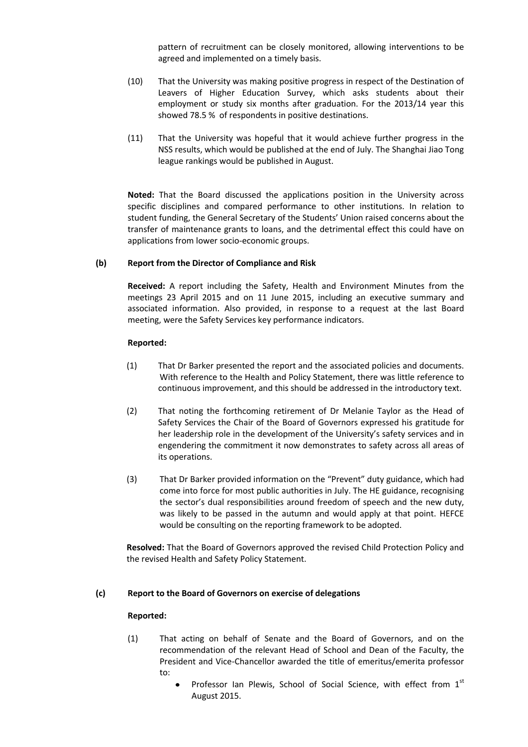pattern of recruitment can be closely monitored, allowing interventions to be agreed and implemented on a timely basis.

(10) That the University was making positive progress in respect of the Destination of Leavers of Higher Education Survey, which asks students about their employment or study six months after graduation. For the 2013/14 year this showed 78.5 % of respondents in positive destinations.

(11) That the University was hopeful that it would achieve further progress in the NSS results, which would be published at the end of July. The Shanghai Jiao Tong league rankings would be published in August.

**Noted:** That the Board discussed the applications position in the University across specific disciplines and compared performance to other institutions. In relation to student funding, the General Secretary of the Students' Union raised concerns about the transfer of maintenance grants to loans, and the detrimental effect this could have on applications from lower socio-economic groups.

**(b) Report from the Director of Compliance and Risk**

**Received:** A report including the Safety, Health and Environment Minutes from the meetings 23 April 2015 and on 11 June 2015, including an executive summary and associated information. Also provided, in response to a request at the last Board meeting, were the Safety Services key performance indicators.

**Reported:**

(1) That Dr Barker presented the report and the associated policies and documents. With reference to the Health and Policy Statement, there was little reference to continuous improvement, and this should be addressed in the introductory text.

(2) That noting the forthcoming retirement of Dr Melanie Taylor as the Head of Safety Services the Chair of the Board of Governors expressed his gratitude for her leadership role in the development of the University's safety services and in engendering the commitment it now demonstrates to safety across all areas of its operations.

(3) That Dr Barker provided information on the "Prevent" duty guidance, which had come into force for most public authorities in July. The HE guidance, recognising the sector's dual responsibilities around freedom of speech and the new duty, was likely to be passed in the autumn and would apply at that point. HEFCE would be consulting on the reporting framework to be adopted.

**Resolved:** That the Board of Governors approved the revised Child Protection Policy and the revised Health and Safety Policy Statement.

**(c) Report to the Board of Governors on exercise of delegations**

**Reported:**

(1) That acting on behalf of Senate and the Board of Governors, and on the recommendation of the relevant Head of School and Dean of the Faculty, the President and Vice-Chancellor awarded the title of emeritus/emerita professor to:

- Professor Ian Plewis, School of Social Science, with effect from 1st August 2015.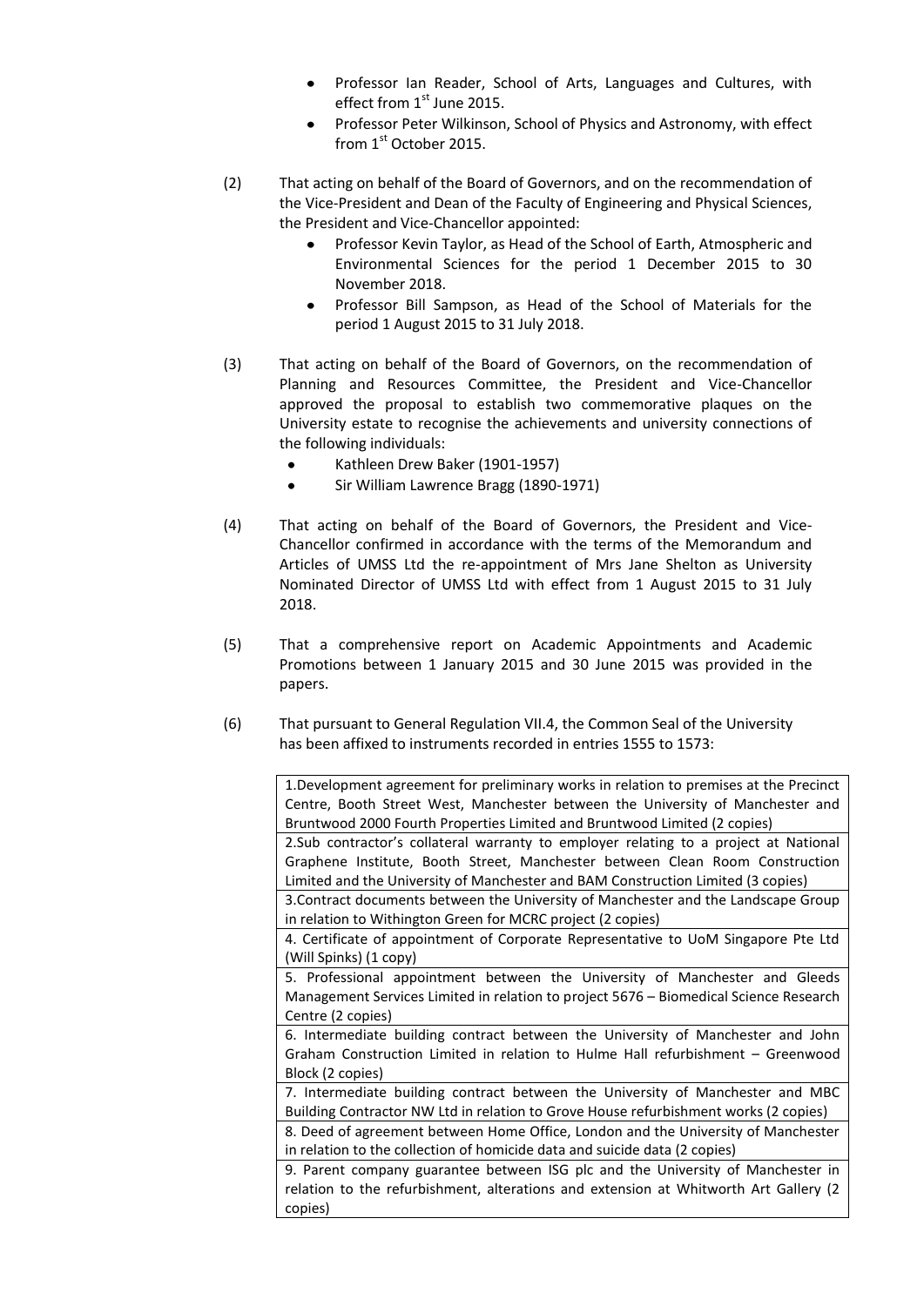- Professor Ian Reader, School of Arts, Languages and Cultures, with effect from 1st June 2015.
- Professor Peter Wilkinson, School of Physics and Astronomy, with effect from 1st October 2015.

(2) That acting on behalf of the Board of Governors, and on the recommendation of the Vice-President and Dean of the Faculty of Engineering and Physical Sciences, the President and Vice-Chancellor appointed:

- Professor Kevin Taylor, as Head of the School of Earth, Atmospheric and Environmental Sciences for the period 1 December 2015 to 30 November 2018.
- Professor Bill Sampson, as Head of the School of Materials for the period 1 August 2015 to 31 July 2018.

(3) That acting on behalf of the Board of Governors, on the recommendation of Planning and Resources Committee, the President and Vice-Chancellor approved the proposal to establish two commemorative plaques on the University estate to recognise the achievements and university connections of the following individuals:

- Kathleen Drew Baker (1901-1957)
- Sir William Lawrence Bragg (1890-1971)

(4) That acting on behalf of the Board of Governors, the President and Vice-Chancellor confirmed in accordance with the terms of the Memorandum and Articles of UMSS Ltd the re-appointment of Mrs Jane Shelton as University Nominated Director of UMSS Ltd with effect from 1 August 2015 to 31 July 2018.

(5) That a comprehensive report on Academic Appointments and Academic Promotions between 1 January 2015 and 30 June 2015 was provided in the papers.

(6) That pursuant to General Regulation VII.4, the Common Seal of the University has been affixed to instruments recorded in entries 1555 to 1573:

| |
|---|
| 1.Development agreement for preliminary works in relation to premises at the Precinct Centre, Booth Street West, Manchester between the University of Manchester and Bruntwood 2000 Fourth Properties Limited and Bruntwood Limited (2 copies) |
| 2.Sub contractor's collateral warranty to employer relating to a project at National Graphene Institute, Booth Street, Manchester between Clean Room Construction Limited and the University of Manchester and BAM Construction Limited (3 copies) |
| 3.Contract documents between the University of Manchester and the Landscape Group in relation to Withington Green for MCRC project (2 copies) |
| 4. Certificate of appointment of Corporate Representative to UoM Singapore Pte Ltd (Will Spinks) (1 copy) |
| 5. Professional appointment between the University of Manchester and Gleeds Management Services Limited in relation to project 5676 – Biomedical Science Research Centre (2 copies) |
| 6. Intermediate building contract between the University of Manchester and John Graham Construction Limited in relation to Hulme Hall refurbishment – Greenwood Block (2 copies) |
| 7. Intermediate building contract between the University of Manchester and MBC Building Contractor NW Ltd in relation to Grove House refurbishment works (2 copies) |
| 8. Deed of agreement between Home Office, London and the University of Manchester in relation to the collection of homicide data and suicide data (2 copies) |
| 9. Parent company guarantee between ISG plc and the University of Manchester in relation to the refurbishment, alterations and extension at Whitworth Art Gallery (2 copies) |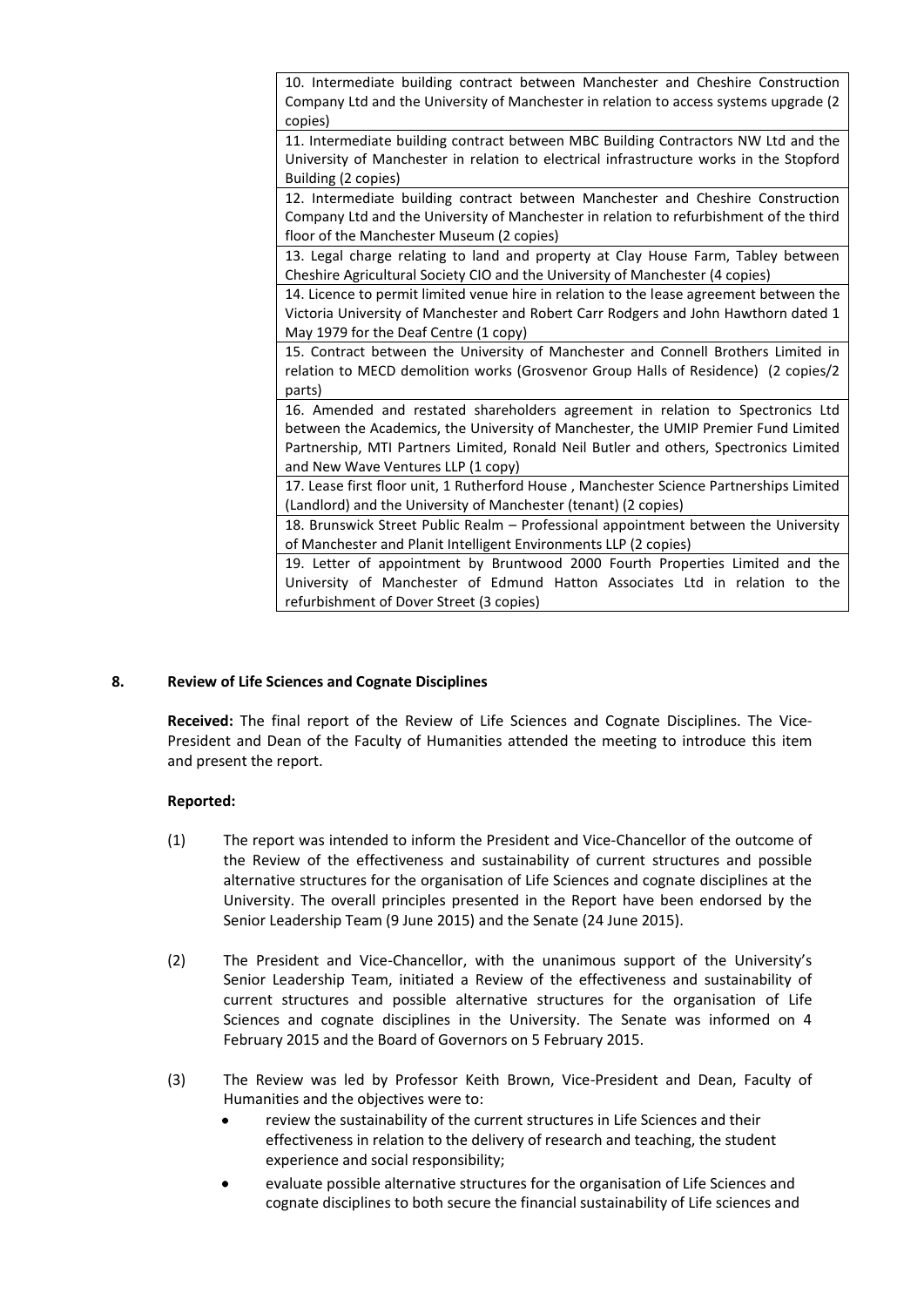| |
|---|
| 10. Intermediate building contract between Manchester and Cheshire Construction Company Ltd and the University of Manchester in relation to access systems upgrade (2 copies) |
| 11. Intermediate building contract between MBC Building Contractors NW Ltd and the University of Manchester in relation to electrical infrastructure works in the Stopford Building (2 copies) |
| 12. Intermediate building contract between Manchester and Cheshire Construction Company Ltd and the University of Manchester in relation to refurbishment of the third floor of the Manchester Museum (2 copies) |
| 13. Legal charge relating to land and property at Clay House Farm, Tabley between Cheshire Agricultural Society CIO and the University of Manchester (4 copies) |
| 14. Licence to permit limited venue hire in relation to the lease agreement between the Victoria University of Manchester and Robert Carr Rodgers and John Hawthorn dated 1 May 1979 for the Deaf Centre (1 copy) |
| 15. Contract between the University of Manchester and Connell Brothers Limited in relation to MECD demolition works (Grosvenor Group Halls of Residence) (2 copies/2 parts) |
| 16. Amended and restated shareholders agreement in relation to Spectronics Ltd between the Academics, the University of Manchester, the UMIP Premier Fund Limited Partnership, MTI Partners Limited, Ronald Neil Butler and others, Spectronics Limited and New Wave Ventures LLP (1 copy) |
| 17. Lease first floor unit, 1 Rutherford House , Manchester Science Partnerships Limited (Landlord) and the University of Manchester (tenant) (2 copies) |
| 18. Brunswick Street Public Realm – Professional appointment between the University of Manchester and Planit Intelligent Environments LLP (2 copies) |
| 19. Letter of appointment by Bruntwood 2000 Fourth Properties Limited and the University of Manchester of Edmund Hatton Associates Ltd in relation to the refurbishment of Dover Street (3 copies) |

## 8. Review of Life Sciences and Cognate Disciplines

**Received:** The final report of the Review of Life Sciences and Cognate Disciplines. The Vice-President and Dean of the Faculty of Humanities attended the meeting to introduce this item and present the report.

**Reported:**

(1) The report was intended to inform the President and Vice-Chancellor of the outcome of the Review of the effectiveness and sustainability of current structures and possible alternative structures for the organisation of Life Sciences and cognate disciplines at the University. The overall principles presented in the Report have been endorsed by the Senior Leadership Team (9 June 2015) and the Senate (24 June 2015).

(2) The President and Vice-Chancellor, with the unanimous support of the University's Senior Leadership Team, initiated a Review of the effectiveness and sustainability of current structures and possible alternative structures for the organisation of Life Sciences and cognate disciplines in the University. The Senate was informed on 4 February 2015 and the Board of Governors on 5 February 2015.

(3) The Review was led by Professor Keith Brown, Vice-President and Dean, Faculty of Humanities and the objectives were to:

- review the sustainability of the current structures in Life Sciences and their effectiveness in relation to the delivery of research and teaching, the student experience and social responsibility;
- evaluate possible alternative structures for the organisation of Life Sciences and cognate disciplines to both secure the financial sustainability of Life sciences and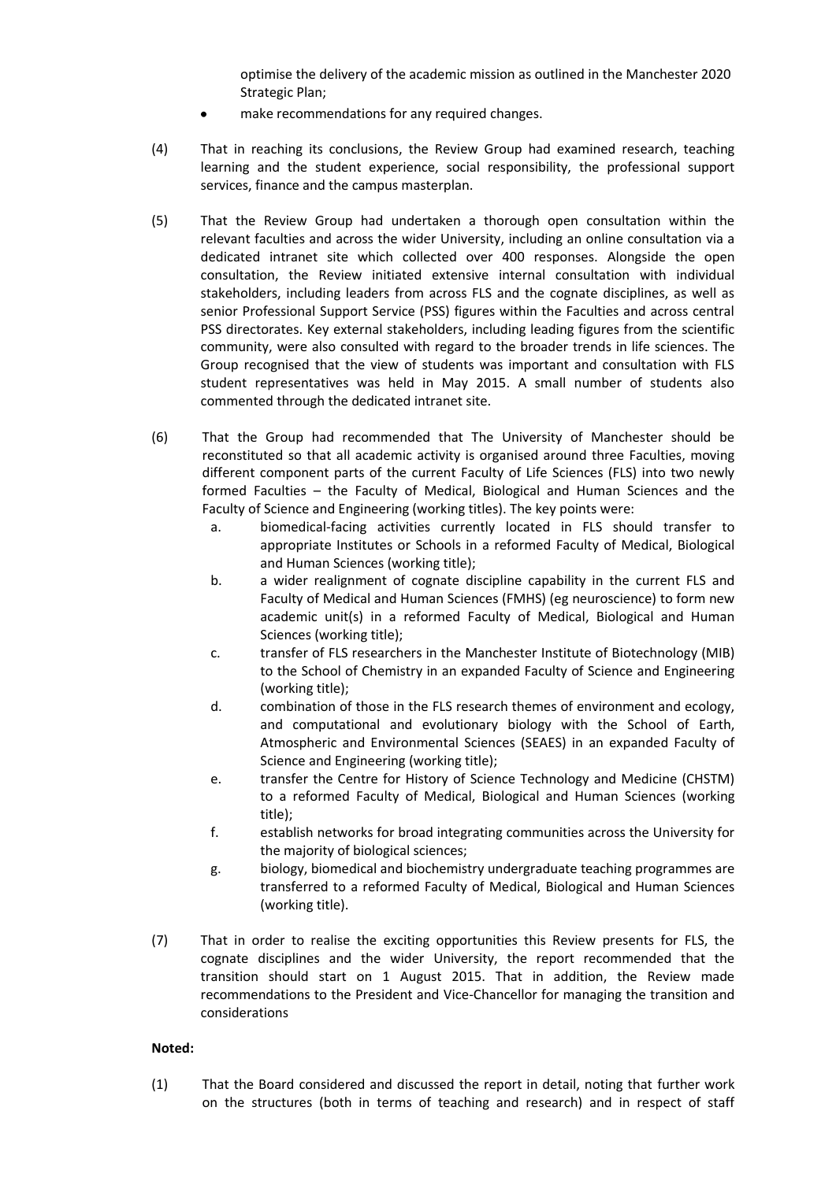optimise the delivery of the academic mission as outlined in the Manchester 2020 Strategic Plan;

- make recommendations for any required changes.

(4) That in reaching its conclusions, the Review Group had examined research, teaching learning and the student experience, social responsibility, the professional support services, finance and the campus masterplan.

(5) That the Review Group had undertaken a thorough open consultation within the relevant faculties and across the wider University, including an online consultation via a dedicated intranet site which collected over 400 responses. Alongside the open consultation, the Review initiated extensive internal consultation with individual stakeholders, including leaders from across FLS and the cognate disciplines, as well as senior Professional Support Service (PSS) figures within the Faculties and across central PSS directorates. Key external stakeholders, including leading figures from the scientific community, were also consulted with regard to the broader trends in life sciences. The Group recognised that the view of students was important and consultation with FLS student representatives was held in May 2015. A small number of students also commented through the dedicated intranet site.

(6) That the Group had recommended that The University of Manchester should be reconstituted so that all academic activity is organised around three Faculties, moving different component parts of the current Faculty of Life Sciences (FLS) into two newly formed Faculties – the Faculty of Medical, Biological and Human Sciences and the Faculty of Science and Engineering (working titles). The key points were:

   a. biomedical-facing activities currently located in FLS should transfer to appropriate Institutes or Schools in a reformed Faculty of Medical, Biological and Human Sciences (working title);
   b. a wider realignment of cognate discipline capability in the current FLS and Faculty of Medical and Human Sciences (FMHS) (eg neuroscience) to form new academic unit(s) in a reformed Faculty of Medical, Biological and Human Sciences (working title);
   c. transfer of FLS researchers in the Manchester Institute of Biotechnology (MIB) to the School of Chemistry in an expanded Faculty of Science and Engineering (working title);
   d. combination of those in the FLS research themes of environment and ecology, and computational and evolutionary biology with the School of Earth, Atmospheric and Environmental Sciences (SEAES) in an expanded Faculty of Science and Engineering (working title);
   e. transfer the Centre for History of Science Technology and Medicine (CHSTM) to a reformed Faculty of Medical, Biological and Human Sciences (working title);
   f. establish networks for broad integrating communities across the University for the majority of biological sciences;
   g. biology, biomedical and biochemistry undergraduate teaching programmes are transferred to a reformed Faculty of Medical, Biological and Human Sciences (working title).

(7) That in order to realise the exciting opportunities this Review presents for FLS, the cognate disciplines and the wider University, the report recommended that the transition should start on 1 August 2015. That in addition, the Review made recommendations to the President and Vice-Chancellor for managing the transition and considerations

**Noted:**

(1) That the Board considered and discussed the report in detail, noting that further work on the structures (both in terms of teaching and research) and in respect of staff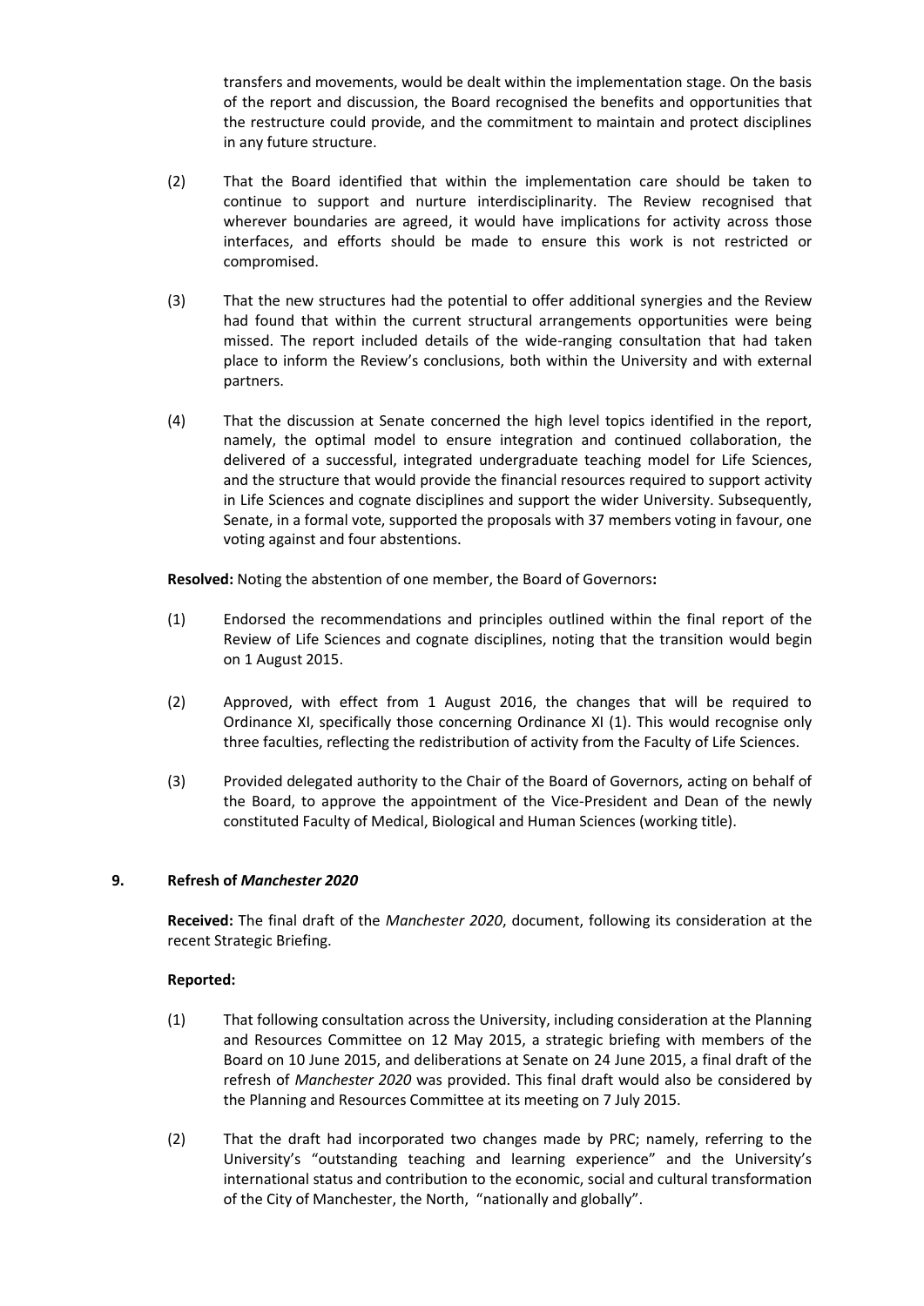transfers and movements, would be dealt within the implementation stage. On the basis of the report and discussion, the Board recognised the benefits and opportunities that the restructure could provide, and the commitment to maintain and protect disciplines in any future structure.

(2) That the Board identified that within the implementation care should be taken to continue to support and nurture interdisciplinarity. The Review recognised that wherever boundaries are agreed, it would have implications for activity across those interfaces, and efforts should be made to ensure this work is not restricted or compromised.

(3) That the new structures had the potential to offer additional synergies and the Review had found that within the current structural arrangements opportunities were being missed. The report included details of the wide-ranging consultation that had taken place to inform the Review's conclusions, both within the University and with external partners.

(4) That the discussion at Senate concerned the high level topics identified in the report, namely, the optimal model to ensure integration and continued collaboration, the delivered of a successful, integrated undergraduate teaching model for Life Sciences, and the structure that would provide the financial resources required to support activity in Life Sciences and cognate disciplines and support the wider University. Subsequently, Senate, in a formal vote, supported the proposals with 37 members voting in favour, one voting against and four abstentions.

**Resolved:** Noting the abstention of one member, the Board of Governors**:**

(1) Endorsed the recommendations and principles outlined within the final report of the Review of Life Sciences and cognate disciplines, noting that the transition would begin on 1 August 2015.

(2) Approved, with effect from 1 August 2016, the changes that will be required to Ordinance XI, specifically those concerning Ordinance XI (1). This would recognise only three faculties, reflecting the redistribution of activity from the Faculty of Life Sciences.

(3) Provided delegated authority to the Chair of the Board of Governors, acting on behalf of the Board, to approve the appointment of the Vice-President and Dean of the newly constituted Faculty of Medical, Biological and Human Sciences (working title).

## 9. Refresh of *Manchester 2020*

**Received:** The final draft of the *Manchester 2020*, document, following its consideration at the recent Strategic Briefing.

**Reported:**

(1) That following consultation across the University, including consideration at the Planning and Resources Committee on 12 May 2015, a strategic briefing with members of the Board on 10 June 2015, and deliberations at Senate on 24 June 2015, a final draft of the refresh of *Manchester 2020* was provided. This final draft would also be considered by the Planning and Resources Committee at its meeting on 7 July 2015.

(2) That the draft had incorporated two changes made by PRC; namely, referring to the University's "outstanding teaching and learning experience" and the University's international status and contribution to the economic, social and cultural transformation of the City of Manchester, the North, "nationally and globally".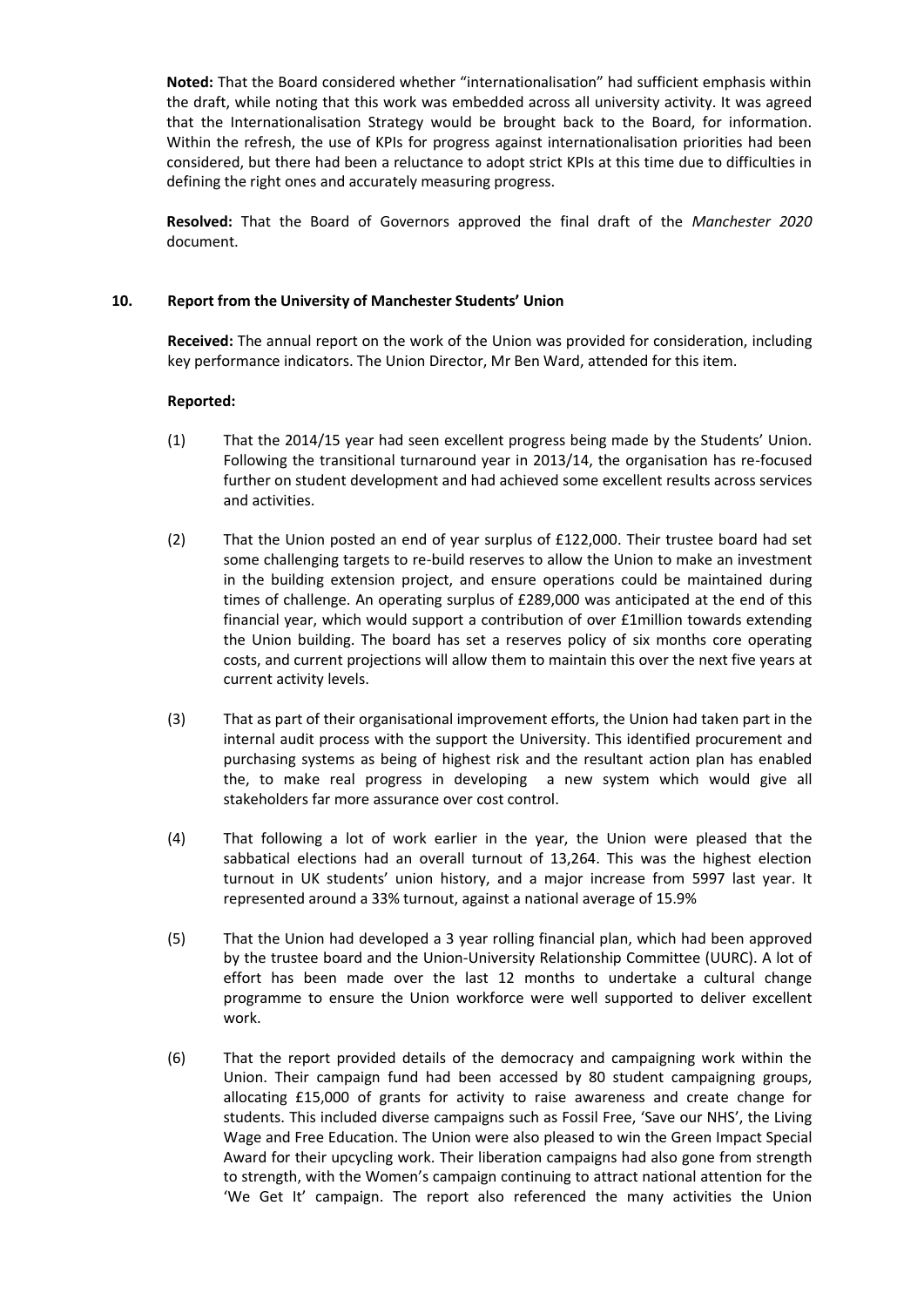**Noted:** That the Board considered whether "internationalisation" had sufficient emphasis within the draft, while noting that this work was embedded across all university activity. It was agreed that the Internationalisation Strategy would be brought back to the Board, for information. Within the refresh, the use of KPIs for progress against internationalisation priorities had been considered, but there had been a reluctance to adopt strict KPIs at this time due to difficulties in defining the right ones and accurately measuring progress.

**Resolved:** That the Board of Governors approved the final draft of the *Manchester 2020* document.

## 10. Report from the University of Manchester Students' Union

**Received:** The annual report on the work of the Union was provided for consideration, including key performance indicators. The Union Director, Mr Ben Ward, attended for this item.

**Reported:**

(1) That the 2014/15 year had seen excellent progress being made by the Students' Union. Following the transitional turnaround year in 2013/14, the organisation has re-focused further on student development and had achieved some excellent results across services and activities.

(2) That the Union posted an end of year surplus of £122,000. Their trustee board had set some challenging targets to re-build reserves to allow the Union to make an investment in the building extension project, and ensure operations could be maintained during times of challenge. An operating surplus of £289,000 was anticipated at the end of this financial year, which would support a contribution of over £1million towards extending the Union building. The board has set a reserves policy of six months core operating costs, and current projections will allow them to maintain this over the next five years at current activity levels.

(3) That as part of their organisational improvement efforts, the Union had taken part in the internal audit process with the support the University. This identified procurement and purchasing systems as being of highest risk and the resultant action plan has enabled the, to make real progress in developing a new system which would give all stakeholders far more assurance over cost control.

(4) That following a lot of work earlier in the year, the Union were pleased that the sabbatical elections had an overall turnout of 13,264. This was the highest election turnout in UK students' union history, and a major increase from 5997 last year. It represented around a 33% turnout, against a national average of 15.9%

(5) That the Union had developed a 3 year rolling financial plan, which had been approved by the trustee board and the Union-University Relationship Committee (UURC). A lot of effort has been made over the last 12 months to undertake a cultural change programme to ensure the Union workforce were well supported to deliver excellent work.

(6) That the report provided details of the democracy and campaigning work within the Union. Their campaign fund had been accessed by 80 student campaigning groups, allocating £15,000 of grants for activity to raise awareness and create change for students. This included diverse campaigns such as Fossil Free, 'Save our NHS', the Living Wage and Free Education. The Union were also pleased to win the Green Impact Special Award for their upcycling work. Their liberation campaigns had also gone from strength to strength, with the Women's campaign continuing to attract national attention for the 'We Get It' campaign. The report also referenced the many activities the Union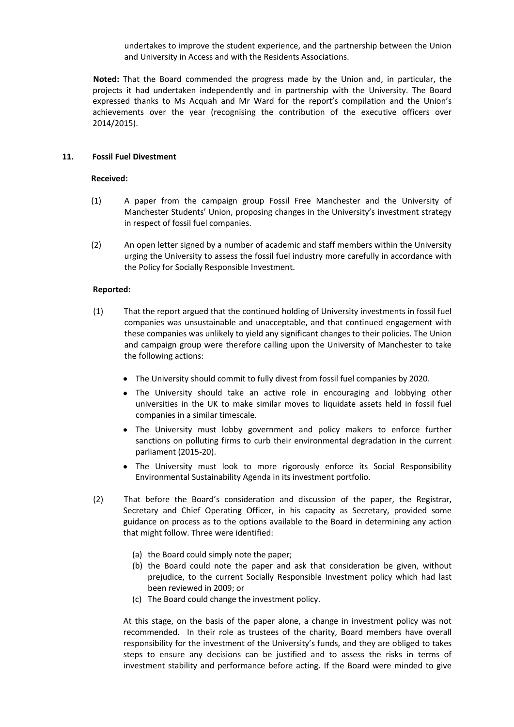undertakes to improve the student experience, and the partnership between the Union and University in Access and with the Residents Associations.

**Noted:** That the Board commended the progress made by the Union and, in particular, the projects it had undertaken independently and in partnership with the University. The Board expressed thanks to Ms Acquah and Mr Ward for the report's compilation and the Union's achievements over the year (recognising the contribution of the executive officers over 2014/2015).

## 11. Fossil Fuel Divestment

**Received:**

(1) A paper from the campaign group Fossil Free Manchester and the University of Manchester Students' Union, proposing changes in the University's investment strategy in respect of fossil fuel companies.

(2) An open letter signed by a number of academic and staff members within the University urging the University to assess the fossil fuel industry more carefully in accordance with the Policy for Socially Responsible Investment.

**Reported:**

(1) That the report argued that the continued holding of University investments in fossil fuel companies was unsustainable and unacceptable, and that continued engagement with these companies was unlikely to yield any significant changes to their policies. The Union and campaign group were therefore calling upon the University of Manchester to take the following actions:

- The University should commit to fully divest from fossil fuel companies by 2020.
- The University should take an active role in encouraging and lobbying other universities in the UK to make similar moves to liquidate assets held in fossil fuel companies in a similar timescale.
- The University must lobby government and policy makers to enforce further sanctions on polluting firms to curb their environmental degradation in the current parliament (2015-20).
- The University must look to more rigorously enforce its Social Responsibility Environmental Sustainability Agenda in its investment portfolio.

(2) That before the Board's consideration and discussion of the paper, the Registrar, Secretary and Chief Operating Officer, in his capacity as Secretary, provided some guidance on process as to the options available to the Board in determining any action that might follow. Three were identified:

(a) the Board could simply note the paper;
(b) the Board could note the paper and ask that consideration be given, without prejudice, to the current Socially Responsible Investment policy which had last been reviewed in 2009; or
(c) The Board could change the investment policy.

At this stage, on the basis of the paper alone, a change in investment policy was not recommended. In their role as trustees of the charity, Board members have overall responsibility for the investment of the University's funds, and they are obliged to takes steps to ensure any decisions can be justified and to assess the risks in terms of investment stability and performance before acting. If the Board were minded to give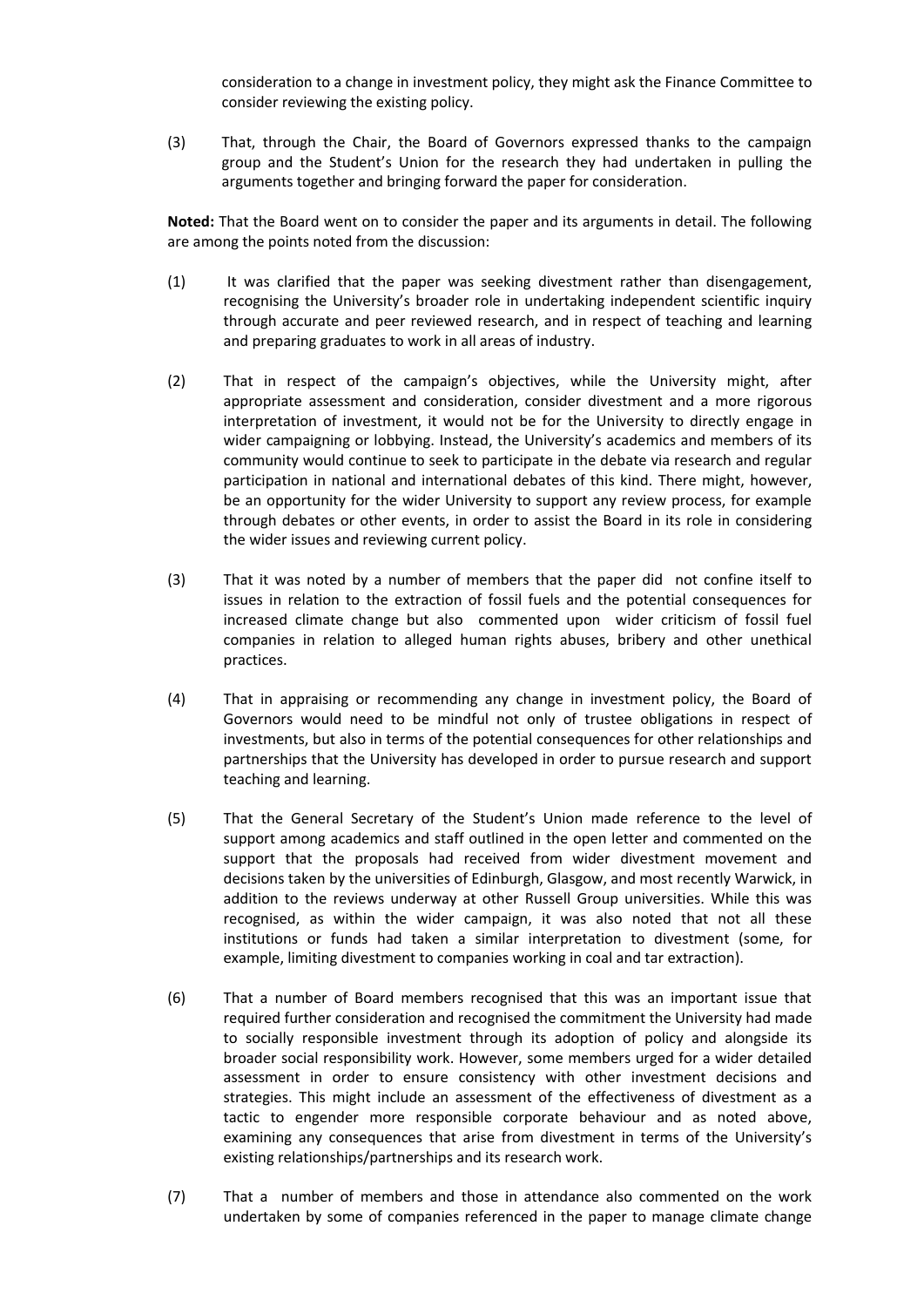consideration to a change in investment policy, they might ask the Finance Committee to consider reviewing the existing policy.

(3) That, through the Chair, the Board of Governors expressed thanks to the campaign group and the Student's Union for the research they had undertaken in pulling the arguments together and bringing forward the paper for consideration.

**Noted:** That the Board went on to consider the paper and its arguments in detail. The following are among the points noted from the discussion:

(1) It was clarified that the paper was seeking divestment rather than disengagement, recognising the University's broader role in undertaking independent scientific inquiry through accurate and peer reviewed research, and in respect of teaching and learning and preparing graduates to work in all areas of industry.

(2) That in respect of the campaign's objectives, while the University might, after appropriate assessment and consideration, consider divestment and a more rigorous interpretation of investment, it would not be for the University to directly engage in wider campaigning or lobbying. Instead, the University's academics and members of its community would continue to seek to participate in the debate via research and regular participation in national and international debates of this kind. There might, however, be an opportunity for the wider University to support any review process, for example through debates or other events, in order to assist the Board in its role in considering the wider issues and reviewing current policy.

(3) That it was noted by a number of members that the paper did not confine itself to issues in relation to the extraction of fossil fuels and the potential consequences for increased climate change but also commented upon wider criticism of fossil fuel companies in relation to alleged human rights abuses, bribery and other unethical practices.

(4) That in appraising or recommending any change in investment policy, the Board of Governors would need to be mindful not only of trustee obligations in respect of investments, but also in terms of the potential consequences for other relationships and partnerships that the University has developed in order to pursue research and support teaching and learning.

(5) That the General Secretary of the Student's Union made reference to the level of support among academics and staff outlined in the open letter and commented on the support that the proposals had received from wider divestment movement and decisions taken by the universities of Edinburgh, Glasgow, and most recently Warwick, in addition to the reviews underway at other Russell Group universities. While this was recognised, as within the wider campaign, it was also noted that not all these institutions or funds had taken a similar interpretation to divestment (some, for example, limiting divestment to companies working in coal and tar extraction).

(6) That a number of Board members recognised that this was an important issue that required further consideration and recognised the commitment the University had made to socially responsible investment through its adoption of policy and alongside its broader social responsibility work. However, some members urged for a wider detailed assessment in order to ensure consistency with other investment decisions and strategies. This might include an assessment of the effectiveness of divestment as a tactic to engender more responsible corporate behaviour and as noted above, examining any consequences that arise from divestment in terms of the University's existing relationships/partnerships and its research work.

(7) That a number of members and those in attendance also commented on the work undertaken by some of companies referenced in the paper to manage climate change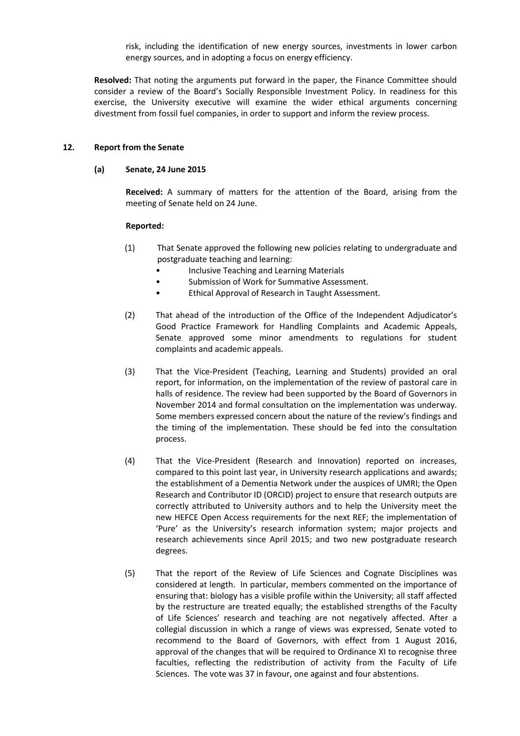risk, including the identification of new energy sources, investments in lower carbon energy sources, and in adopting a focus on energy efficiency.

**Resolved:** That noting the arguments put forward in the paper, the Finance Committee should consider a review of the Board's Socially Responsible Investment Policy. In readiness for this exercise, the University executive will examine the wider ethical arguments concerning divestment from fossil fuel companies, in order to support and inform the review process.

## 12. Report from the Senate

### (a) Senate, 24 June 2015

**Received:** A summary of matters for the attention of the Board, arising from the meeting of Senate held on 24 June.

**Reported:**

(1) That Senate approved the following new policies relating to undergraduate and postgraduate teaching and learning:

- Inclusive Teaching and Learning Materials
- Submission of Work for Summative Assessment.
- Ethical Approval of Research in Taught Assessment.

(2) That ahead of the introduction of the Office of the Independent Adjudicator's Good Practice Framework for Handling Complaints and Academic Appeals, Senate approved some minor amendments to regulations for student complaints and academic appeals.

(3) That the Vice-President (Teaching, Learning and Students) provided an oral report, for information, on the implementation of the review of pastoral care in halls of residence. The review had been supported by the Board of Governors in November 2014 and formal consultation on the implementation was underway. Some members expressed concern about the nature of the review's findings and the timing of the implementation. These should be fed into the consultation process.

(4) That the Vice-President (Research and Innovation) reported on increases, compared to this point last year, in University research applications and awards; the establishment of a Dementia Network under the auspices of UMRI; the Open Research and Contributor ID (ORCID) project to ensure that research outputs are correctly attributed to University authors and to help the University meet the new HEFCE Open Access requirements for the next REF; the implementation of 'Pure' as the University's research information system; major projects and research achievements since April 2015; and two new postgraduate research degrees.

(5) That the report of the Review of Life Sciences and Cognate Disciplines was considered at length. In particular, members commented on the importance of ensuring that: biology has a visible profile within the University; all staff affected by the restructure are treated equally; the established strengths of the Faculty of Life Sciences' research and teaching are not negatively affected. After a collegial discussion in which a range of views was expressed, Senate voted to recommend to the Board of Governors, with effect from 1 August 2016, approval of the changes that will be required to Ordinance XI to recognise three faculties, reflecting the redistribution of activity from the Faculty of Life Sciences. The vote was 37 in favour, one against and four abstentions.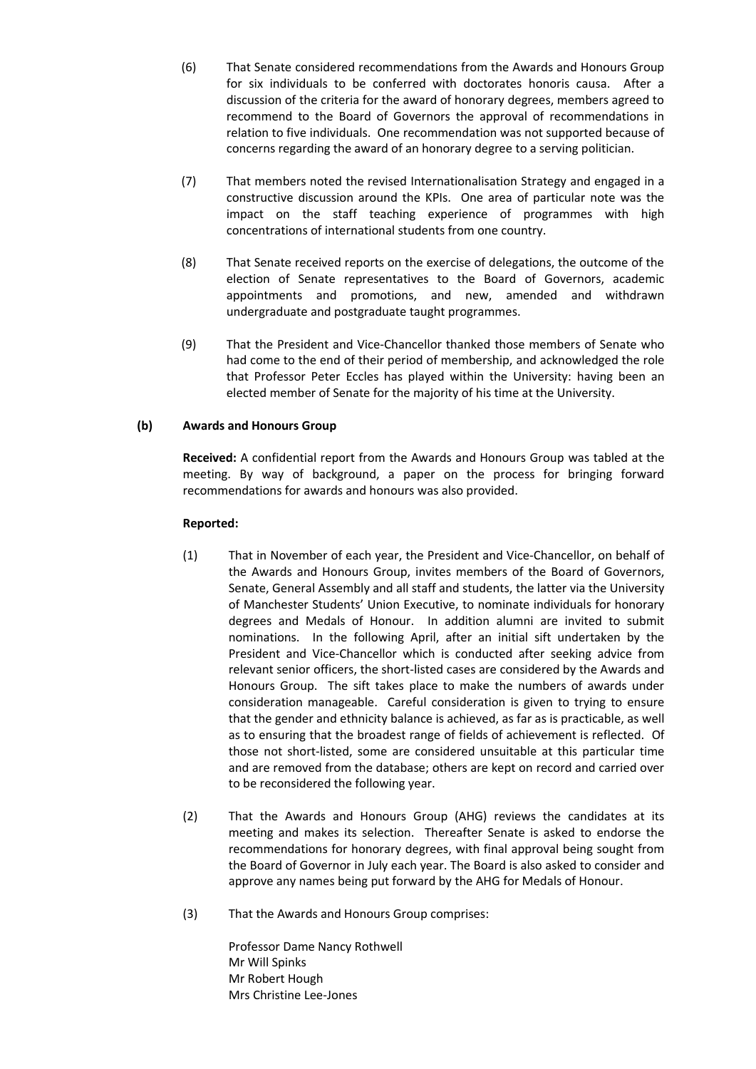(6) That Senate considered recommendations from the Awards and Honours Group for six individuals to be conferred with doctorates honoris causa. After a discussion of the criteria for the award of honorary degrees, members agreed to recommend to the Board of Governors the approval of recommendations in relation to five individuals. One recommendation was not supported because of concerns regarding the award of an honorary degree to a serving politician.

(7) That members noted the revised Internationalisation Strategy and engaged in a constructive discussion around the KPIs. One area of particular note was the impact on the staff teaching experience of programmes with high concentrations of international students from one country.

(8) That Senate received reports on the exercise of delegations, the outcome of the election of Senate representatives to the Board of Governors, academic appointments and promotions, and new, amended and withdrawn undergraduate and postgraduate taught programmes.

(9) That the President and Vice-Chancellor thanked those members of Senate who had come to the end of their period of membership, and acknowledged the role that Professor Peter Eccles has played within the University: having been an elected member of Senate for the majority of his time at the University.

**(b) Awards and Honours Group**

**Received:** A confidential report from the Awards and Honours Group was tabled at the meeting. By way of background, a paper on the process for bringing forward recommendations for awards and honours was also provided.

**Reported:**

(1) That in November of each year, the President and Vice-Chancellor, on behalf of the Awards and Honours Group, invites members of the Board of Governors, Senate, General Assembly and all staff and students, the latter via the University of Manchester Students' Union Executive, to nominate individuals for honorary degrees and Medals of Honour. In addition alumni are invited to submit nominations. In the following April, after an initial sift undertaken by the President and Vice-Chancellor which is conducted after seeking advice from relevant senior officers, the short-listed cases are considered by the Awards and Honours Group. The sift takes place to make the numbers of awards under consideration manageable. Careful consideration is given to trying to ensure that the gender and ethnicity balance is achieved, as far as is practicable, as well as to ensuring that the broadest range of fields of achievement is reflected. Of those not short-listed, some are considered unsuitable at this particular time and are removed from the database; others are kept on record and carried over to be reconsidered the following year.

(2) That the Awards and Honours Group (AHG) reviews the candidates at its meeting and makes its selection. Thereafter Senate is asked to endorse the recommendations for honorary degrees, with final approval being sought from the Board of Governor in July each year. The Board is also asked to consider and approve any names being put forward by the AHG for Medals of Honour.

(3) That the Awards and Honours Group comprises:

Professor Dame Nancy Rothwell
Mr Will Spinks
Mr Robert Hough
Mrs Christine Lee-Jones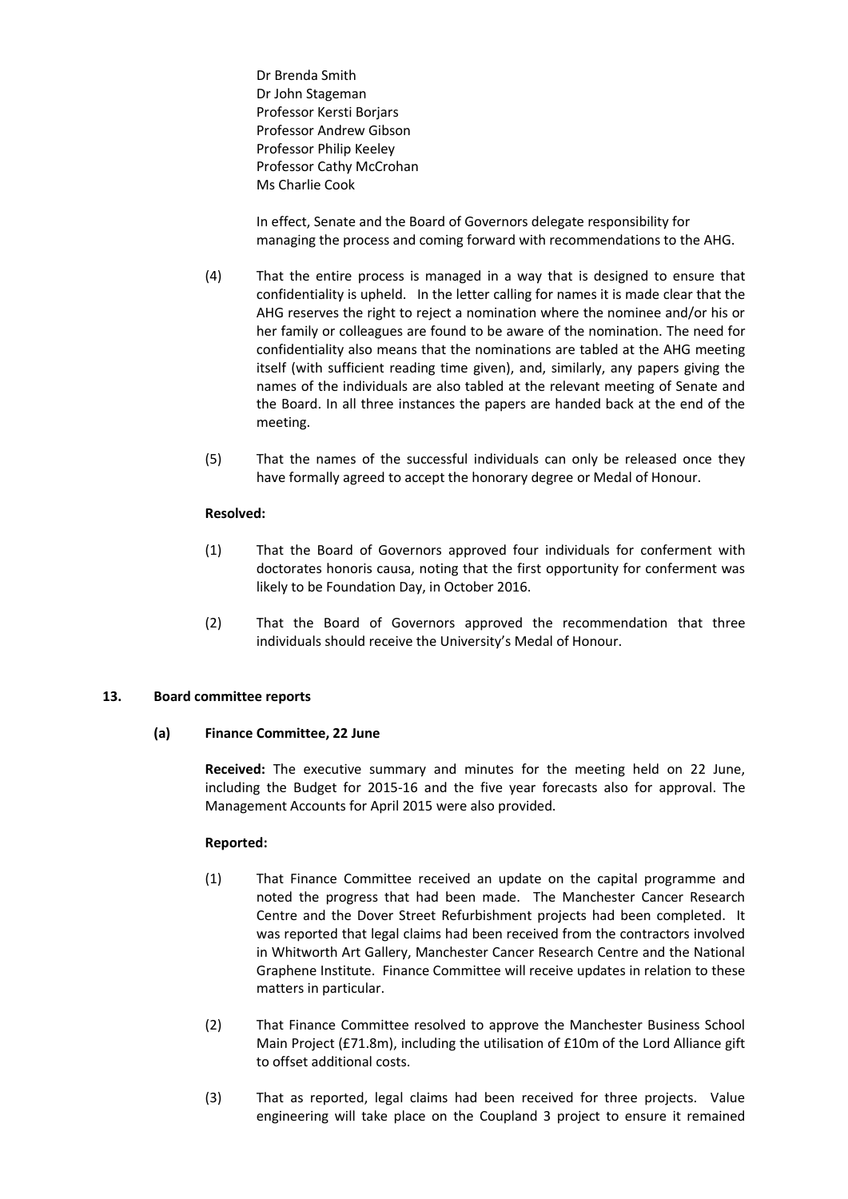Dr Brenda Smith
Dr John Stageman
Professor Kersti Borjars
Professor Andrew Gibson
Professor Philip Keeley
Professor Cathy McCrohan
Ms Charlie Cook

In effect, Senate and the Board of Governors delegate responsibility for managing the process and coming forward with recommendations to the AHG.

(4) That the entire process is managed in a way that is designed to ensure that confidentiality is upheld. In the letter calling for names it is made clear that the AHG reserves the right to reject a nomination where the nominee and/or his or her family or colleagues are found to be aware of the nomination. The need for confidentiality also means that the nominations are tabled at the AHG meeting itself (with sufficient reading time given), and, similarly, any papers giving the names of the individuals are also tabled at the relevant meeting of Senate and the Board. In all three instances the papers are handed back at the end of the meeting.

(5) That the names of the successful individuals can only be released once they have formally agreed to accept the honorary degree or Medal of Honour.

**Resolved:**

(1) That the Board of Governors approved four individuals for conferment with doctorates honoris causa, noting that the first opportunity for conferment was likely to be Foundation Day, in October 2016.

(2) That the Board of Governors approved the recommendation that three individuals should receive the University's Medal of Honour.

## 13. Board committee reports

### (a) Finance Committee, 22 June

**Received:** The executive summary and minutes for the meeting held on 22 June, including the Budget for 2015-16 and the five year forecasts also for approval. The Management Accounts for April 2015 were also provided.

**Reported:**

(1) That Finance Committee received an update on the capital programme and noted the progress that had been made. The Manchester Cancer Research Centre and the Dover Street Refurbishment projects had been completed. It was reported that legal claims had been received from the contractors involved in Whitworth Art Gallery, Manchester Cancer Research Centre and the National Graphene Institute. Finance Committee will receive updates in relation to these matters in particular.

(2) That Finance Committee resolved to approve the Manchester Business School Main Project (£71.8m), including the utilisation of £10m of the Lord Alliance gift to offset additional costs.

(3) That as reported, legal claims had been received for three projects. Value engineering will take place on the Coupland 3 project to ensure it remained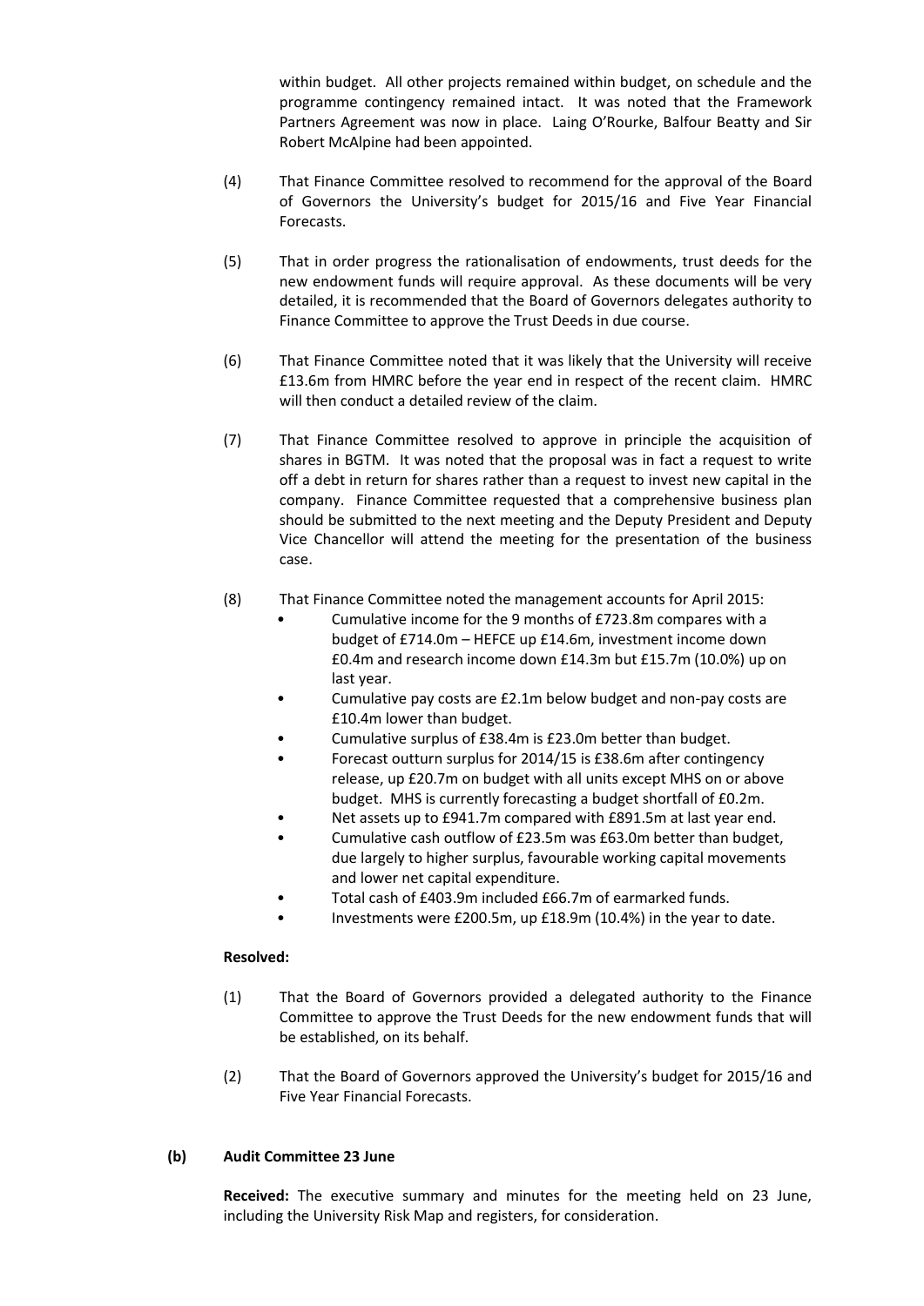within budget. All other projects remained within budget, on schedule and the programme contingency remained intact. It was noted that the Framework Partners Agreement was now in place. Laing O'Rourke, Balfour Beatty and Sir Robert McAlpine had been appointed.

(4) That Finance Committee resolved to recommend for the approval of the Board of Governors the University's budget for 2015/16 and Five Year Financial Forecasts.

(5) That in order progress the rationalisation of endowments, trust deeds for the new endowment funds will require approval. As these documents will be very detailed, it is recommended that the Board of Governors delegates authority to Finance Committee to approve the Trust Deeds in due course.

(6) That Finance Committee noted that it was likely that the University will receive £13.6m from HMRC before the year end in respect of the recent claim. HMRC will then conduct a detailed review of the claim.

(7) That Finance Committee resolved to approve in principle the acquisition of shares in BGTM. It was noted that the proposal was in fact a request to write off a debt in return for shares rather than a request to invest new capital in the company. Finance Committee requested that a comprehensive business plan should be submitted to the next meeting and the Deputy President and Deputy Vice Chancellor will attend the meeting for the presentation of the business case.

(8) That Finance Committee noted the management accounts for April 2015:

- Cumulative income for the 9 months of £723.8m compares with a budget of £714.0m – HEFCE up £14.6m, investment income down £0.4m and research income down £14.3m but £15.7m (10.0%) up on last year.
- Cumulative pay costs are £2.1m below budget and non-pay costs are £10.4m lower than budget.
- Cumulative surplus of £38.4m is £23.0m better than budget.
- Forecast outturn surplus for 2014/15 is £38.6m after contingency release, up £20.7m on budget with all units except MHS on or above budget. MHS is currently forecasting a budget shortfall of £0.2m.
- Net assets up to £941.7m compared with £891.5m at last year end.
- Cumulative cash outflow of £23.5m was £63.0m better than budget, due largely to higher surplus, favourable working capital movements and lower net capital expenditure.
- Total cash of £403.9m included £66.7m of earmarked funds.
- Investments were £200.5m, up £18.9m (10.4%) in the year to date.

**Resolved:**

(1) That the Board of Governors provided a delegated authority to the Finance Committee to approve the Trust Deeds for the new endowment funds that will be established, on its behalf.

(2) That the Board of Governors approved the University's budget for 2015/16 and Five Year Financial Forecasts.

**(b) Audit Committee 23 June**

**Received:** The executive summary and minutes for the meeting held on 23 June, including the University Risk Map and registers, for consideration.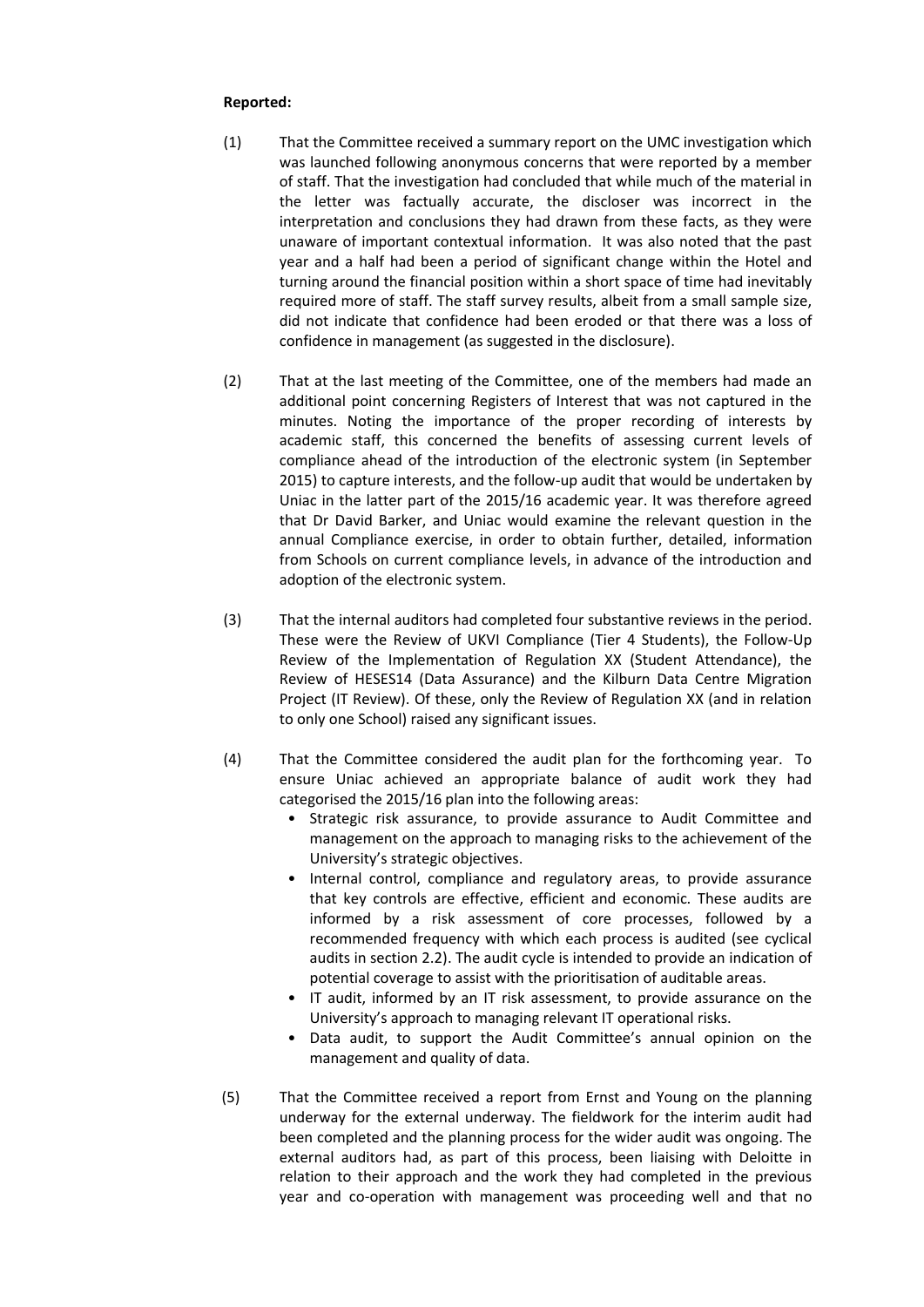**Reported:**

(1) That the Committee received a summary report on the UMC investigation which was launched following anonymous concerns that were reported by a member of staff. That the investigation had concluded that while much of the material in the letter was factually accurate, the discloser was incorrect in the interpretation and conclusions they had drawn from these facts, as they were unaware of important contextual information. It was also noted that the past year and a half had been a period of significant change within the Hotel and turning around the financial position within a short space of time had inevitably required more of staff. The staff survey results, albeit from a small sample size, did not indicate that confidence had been eroded or that there was a loss of confidence in management (as suggested in the disclosure).

(2) That at the last meeting of the Committee, one of the members had made an additional point concerning Registers of Interest that was not captured in the minutes. Noting the importance of the proper recording of interests by academic staff, this concerned the benefits of assessing current levels of compliance ahead of the introduction of the electronic system (in September 2015) to capture interests, and the follow-up audit that would be undertaken by Uniac in the latter part of the 2015/16 academic year. It was therefore agreed that Dr David Barker, and Uniac would examine the relevant question in the annual Compliance exercise, in order to obtain further, detailed, information from Schools on current compliance levels, in advance of the introduction and adoption of the electronic system.

(3) That the internal auditors had completed four substantive reviews in the period. These were the Review of UKVI Compliance (Tier 4 Students), the Follow-Up Review of the Implementation of Regulation XX (Student Attendance), the Review of HESES14 (Data Assurance) and the Kilburn Data Centre Migration Project (IT Review). Of these, only the Review of Regulation XX (and in relation to only one School) raised any significant issues.

(4) That the Committee considered the audit plan for the forthcoming year. To ensure Uniac achieved an appropriate balance of audit work they had categorised the 2015/16 plan into the following areas:
   - Strategic risk assurance, to provide assurance to Audit Committee and management on the approach to managing risks to the achievement of the University's strategic objectives.
   - Internal control, compliance and regulatory areas, to provide assurance that key controls are effective, efficient and economic. These audits are informed by a risk assessment of core processes, followed by a recommended frequency with which each process is audited (see cyclical audits in section 2.2). The audit cycle is intended to provide an indication of potential coverage to assist with the prioritisation of auditable areas.
   - IT audit, informed by an IT risk assessment, to provide assurance on the University's approach to managing relevant IT operational risks.
   - Data audit, to support the Audit Committee's annual opinion on the management and quality of data.

(5) That the Committee received a report from Ernst and Young on the planning underway for the external underway. The fieldwork for the interim audit had been completed and the planning process for the wider audit was ongoing. The external auditors had, as part of this process, been liaising with Deloitte in relation to their approach and the work they had completed in the previous year and co-operation with management was proceeding well and that no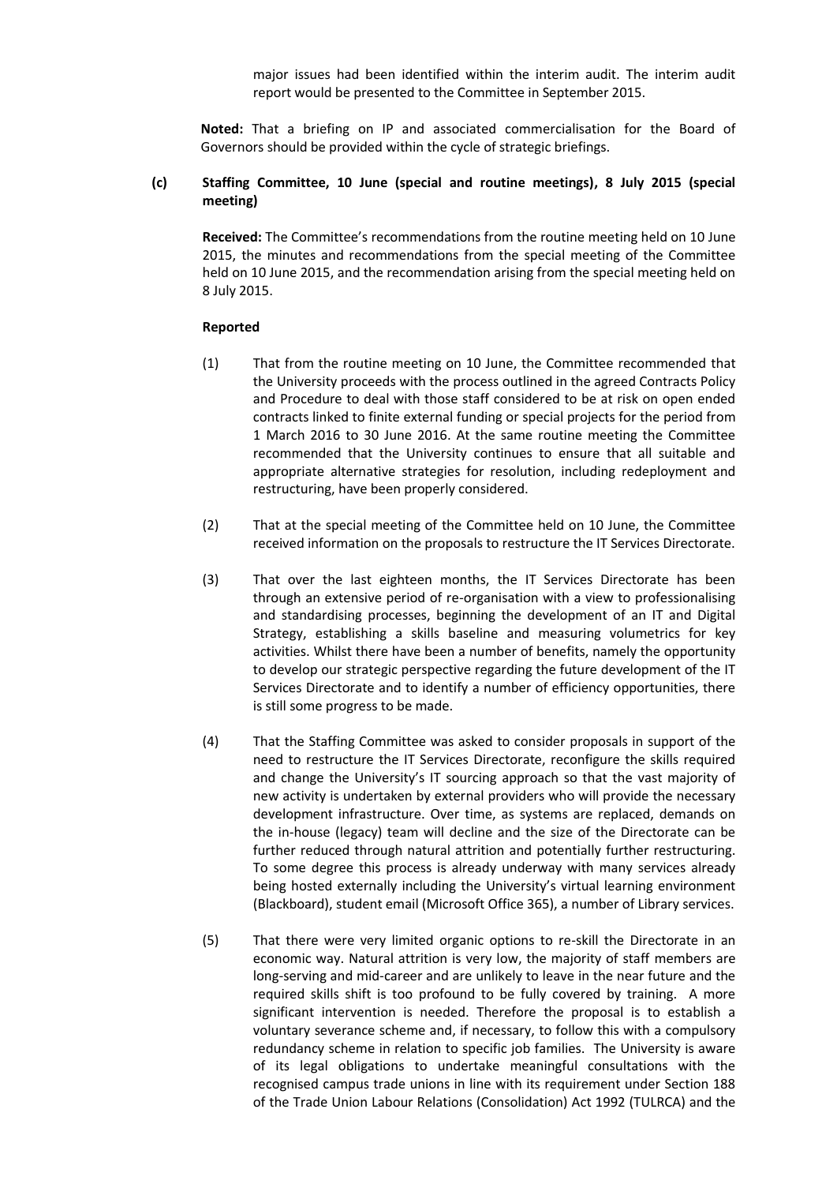major issues had been identified within the interim audit. The interim audit report would be presented to the Committee in September 2015.

**Noted:** That a briefing on IP and associated commercialisation for the Board of Governors should be provided within the cycle of strategic briefings.

**(c) Staffing Committee, 10 June (special and routine meetings), 8 July 2015 (special meeting)**

**Received:** The Committee's recommendations from the routine meeting held on 10 June 2015, the minutes and recommendations from the special meeting of the Committee held on 10 June 2015, and the recommendation arising from the special meeting held on 8 July 2015.

**Reported**

(1) That from the routine meeting on 10 June, the Committee recommended that the University proceeds with the process outlined in the agreed Contracts Policy and Procedure to deal with those staff considered to be at risk on open ended contracts linked to finite external funding or special projects for the period from 1 March 2016 to 30 June 2016. At the same routine meeting the Committee recommended that the University continues to ensure that all suitable and appropriate alternative strategies for resolution, including redeployment and restructuring, have been properly considered.

(2) That at the special meeting of the Committee held on 10 June, the Committee received information on the proposals to restructure the IT Services Directorate.

(3) That over the last eighteen months, the IT Services Directorate has been through an extensive period of re-organisation with a view to professionalising and standardising processes, beginning the development of an IT and Digital Strategy, establishing a skills baseline and measuring volumetrics for key activities. Whilst there have been a number of benefits, namely the opportunity to develop our strategic perspective regarding the future development of the IT Services Directorate and to identify a number of efficiency opportunities, there is still some progress to be made.

(4) That the Staffing Committee was asked to consider proposals in support of the need to restructure the IT Services Directorate, reconfigure the skills required and change the University's IT sourcing approach so that the vast majority of new activity is undertaken by external providers who will provide the necessary development infrastructure. Over time, as systems are replaced, demands on the in-house (legacy) team will decline and the size of the Directorate can be further reduced through natural attrition and potentially further restructuring. To some degree this process is already underway with many services already being hosted externally including the University's virtual learning environment (Blackboard), student email (Microsoft Office 365), a number of Library services.

(5) That there were very limited organic options to re-skill the Directorate in an economic way. Natural attrition is very low, the majority of staff members are long-serving and mid-career and are unlikely to leave in the near future and the required skills shift is too profound to be fully covered by training. A more significant intervention is needed. Therefore the proposal is to establish a voluntary severance scheme and, if necessary, to follow this with a compulsory redundancy scheme in relation to specific job families. The University is aware of its legal obligations to undertake meaningful consultations with the recognised campus trade unions in line with its requirement under Section 188 of the Trade Union Labour Relations (Consolidation) Act 1992 (TULRCA) and the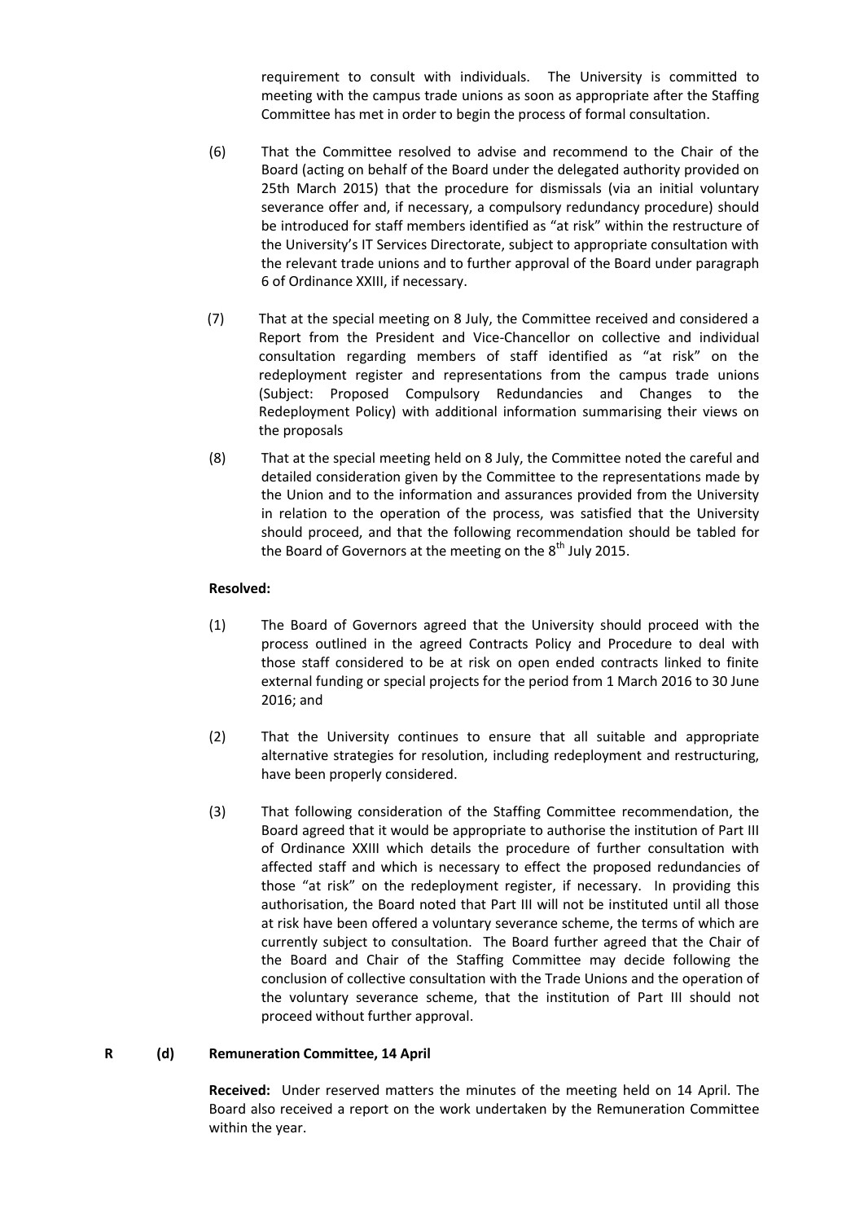requirement to consult with individuals. The University is committed to meeting with the campus trade unions as soon as appropriate after the Staffing Committee has met in order to begin the process of formal consultation.

(6) That the Committee resolved to advise and recommend to the Chair of the Board (acting on behalf of the Board under the delegated authority provided on 25th March 2015) that the procedure for dismissals (via an initial voluntary severance offer and, if necessary, a compulsory redundancy procedure) should be introduced for staff members identified as "at risk" within the restructure of the University's IT Services Directorate, subject to appropriate consultation with the relevant trade unions and to further approval of the Board under paragraph 6 of Ordinance XXIII, if necessary.

(7) That at the special meeting on 8 July, the Committee received and considered a Report from the President and Vice-Chancellor on collective and individual consultation regarding members of staff identified as "at risk" on the redeployment register and representations from the campus trade unions (Subject: Proposed Compulsory Redundancies and Changes to the Redeployment Policy) with additional information summarising their views on the proposals

(8) That at the special meeting held on 8 July, the Committee noted the careful and detailed consideration given by the Committee to the representations made by the Union and to the information and assurances provided from the University in relation to the operation of the process, was satisfied that the University should proceed, and that the following recommendation should be tabled for the Board of Governors at the meeting on the 8th July 2015.

**Resolved:**

(1) The Board of Governors agreed that the University should proceed with the process outlined in the agreed Contracts Policy and Procedure to deal with those staff considered to be at risk on open ended contracts linked to finite external funding or special projects for the period from 1 March 2016 to 30 June 2016; and

(2) That the University continues to ensure that all suitable and appropriate alternative strategies for resolution, including redeployment and restructuring, have been properly considered.

(3) That following consideration of the Staffing Committee recommendation, the Board agreed that it would be appropriate to authorise the institution of Part III of Ordinance XXIII which details the procedure of further consultation with affected staff and which is necessary to effect the proposed redundancies of those "at risk" on the redeployment register, if necessary. In providing this authorisation, the Board noted that Part III will not be instituted until all those at risk have been offered a voluntary severance scheme, the terms of which are currently subject to consultation. The Board further agreed that the Chair of the Board and Chair of the Staffing Committee may decide following the conclusion of collective consultation with the Trade Unions and the operation of the voluntary severance scheme, that the institution of Part III should not proceed without further approval.

**R (d) Remuneration Committee, 14 April**

**Received:** Under reserved matters the minutes of the meeting held on 14 April. The Board also received a report on the work undertaken by the Remuneration Committee within the year.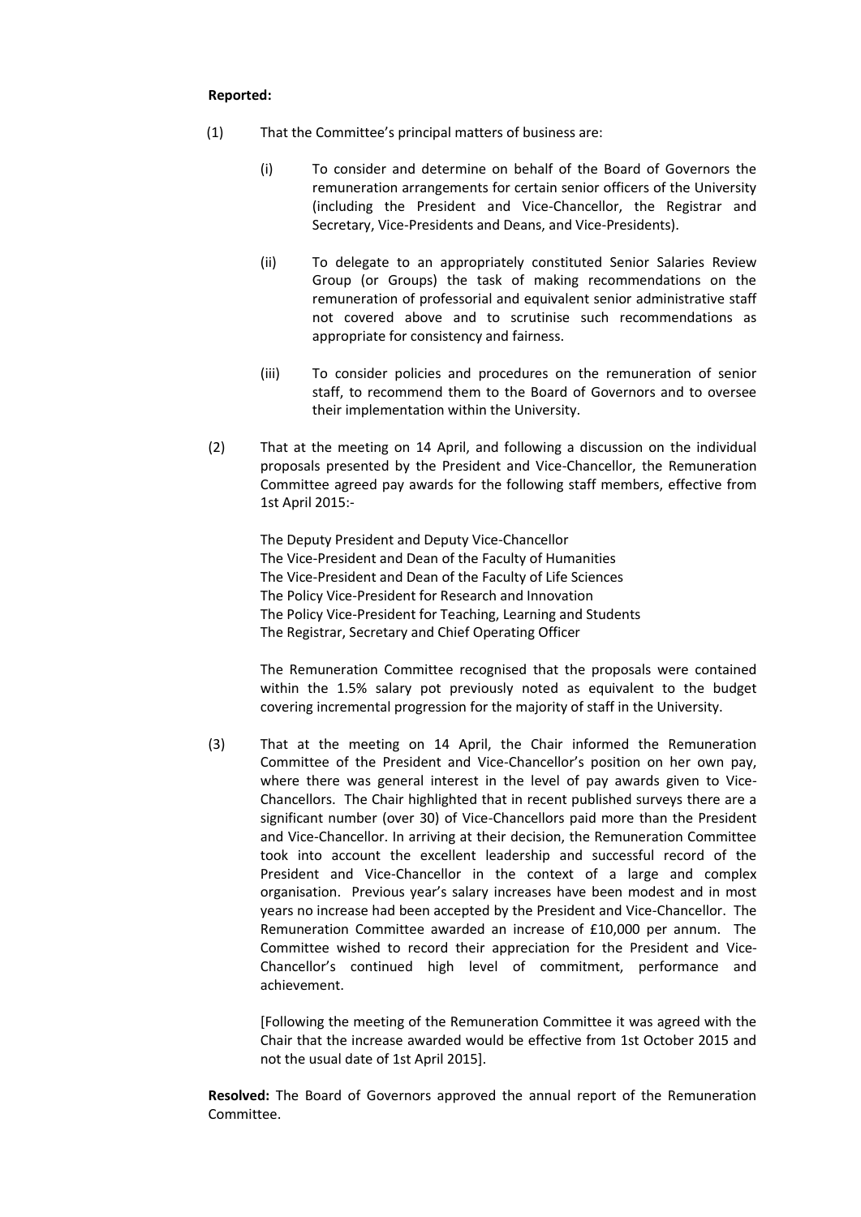**Reported:**

(1) That the Committee's principal matters of business are:

(i) To consider and determine on behalf of the Board of Governors the remuneration arrangements for certain senior officers of the University (including the President and Vice-Chancellor, the Registrar and Secretary, Vice-Presidents and Deans, and Vice-Presidents).

(ii) To delegate to an appropriately constituted Senior Salaries Review Group (or Groups) the task of making recommendations on the remuneration of professorial and equivalent senior administrative staff not covered above and to scrutinise such recommendations as appropriate for consistency and fairness.

(iii) To consider policies and procedures on the remuneration of senior staff, to recommend them to the Board of Governors and to oversee their implementation within the University.

(2) That at the meeting on 14 April, and following a discussion on the individual proposals presented by the President and Vice-Chancellor, the Remuneration Committee agreed pay awards for the following staff members, effective from 1st April 2015:-

The Deputy President and Deputy Vice-Chancellor
The Vice-President and Dean of the Faculty of Humanities
The Vice-President and Dean of the Faculty of Life Sciences
The Policy Vice-President for Research and Innovation
The Policy Vice-President for Teaching, Learning and Students
The Registrar, Secretary and Chief Operating Officer

The Remuneration Committee recognised that the proposals were contained within the 1.5% salary pot previously noted as equivalent to the budget covering incremental progression for the majority of staff in the University.

(3) That at the meeting on 14 April, the Chair informed the Remuneration Committee of the President and Vice-Chancellor's position on her own pay, where there was general interest in the level of pay awards given to Vice-Chancellors. The Chair highlighted that in recent published surveys there are a significant number (over 30) of Vice-Chancellors paid more than the President and Vice-Chancellor. In arriving at their decision, the Remuneration Committee took into account the excellent leadership and successful record of the President and Vice-Chancellor in the context of a large and complex organisation. Previous year's salary increases have been modest and in most years no increase had been accepted by the President and Vice-Chancellor. The Remuneration Committee awarded an increase of £10,000 per annum. The Committee wished to record their appreciation for the President and Vice-Chancellor's continued high level of commitment, performance and achievement.

[Following the meeting of the Remuneration Committee it was agreed with the Chair that the increase awarded would be effective from 1st October 2015 and not the usual date of 1st April 2015].

**Resolved:** The Board of Governors approved the annual report of the Remuneration Committee.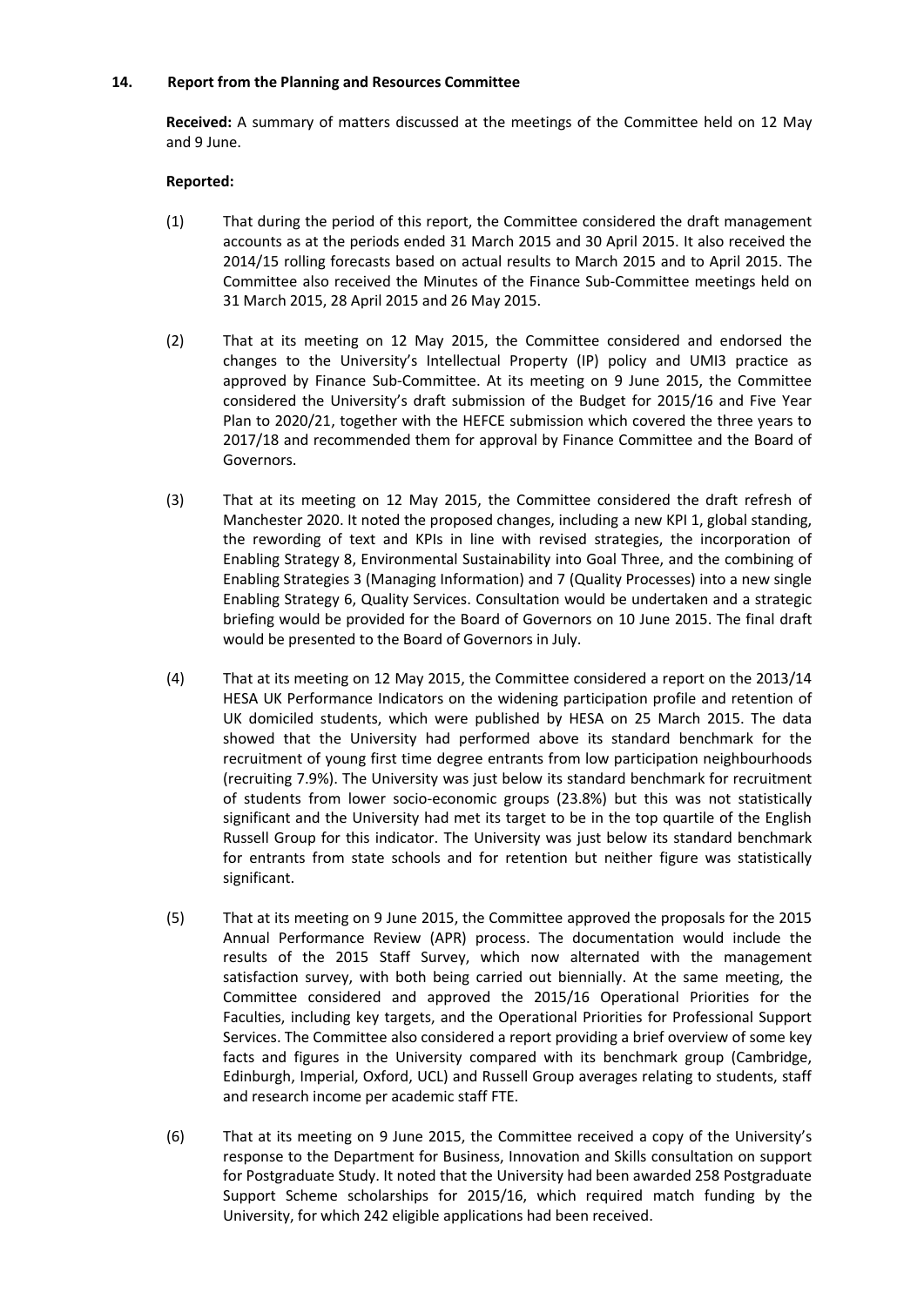## 14. Report from the Planning and Resources Committee

**Received:** A summary of matters discussed at the meetings of the Committee held on 12 May and 9 June.

**Reported:**

(1) That during the period of this report, the Committee considered the draft management accounts as at the periods ended 31 March 2015 and 30 April 2015. It also received the 2014/15 rolling forecasts based on actual results to March 2015 and to April 2015. The Committee also received the Minutes of the Finance Sub-Committee meetings held on 31 March 2015, 28 April 2015 and 26 May 2015.

(2) That at its meeting on 12 May 2015, the Committee considered and endorsed the changes to the University's Intellectual Property (IP) policy and UMI3 practice as approved by Finance Sub-Committee. At its meeting on 9 June 2015, the Committee considered the University's draft submission of the Budget for 2015/16 and Five Year Plan to 2020/21, together with the HEFCE submission which covered the three years to 2017/18 and recommended them for approval by Finance Committee and the Board of Governors.

(3) That at its meeting on 12 May 2015, the Committee considered the draft refresh of Manchester 2020. It noted the proposed changes, including a new KPI 1, global standing, the rewording of text and KPIs in line with revised strategies, the incorporation of Enabling Strategy 8, Environmental Sustainability into Goal Three, and the combining of Enabling Strategies 3 (Managing Information) and 7 (Quality Processes) into a new single Enabling Strategy 6, Quality Services. Consultation would be undertaken and a strategic briefing would be provided for the Board of Governors on 10 June 2015. The final draft would be presented to the Board of Governors in July.

(4) That at its meeting on 12 May 2015, the Committee considered a report on the 2013/14 HESA UK Performance Indicators on the widening participation profile and retention of UK domiciled students, which were published by HESA on 25 March 2015. The data showed that the University had performed above its standard benchmark for the recruitment of young first time degree entrants from low participation neighbourhoods (recruiting 7.9%). The University was just below its standard benchmark for recruitment of students from lower socio-economic groups (23.8%) but this was not statistically significant and the University had met its target to be in the top quartile of the English Russell Group for this indicator. The University was just below its standard benchmark for entrants from state schools and for retention but neither figure was statistically significant.

(5) That at its meeting on 9 June 2015, the Committee approved the proposals for the 2015 Annual Performance Review (APR) process. The documentation would include the results of the 2015 Staff Survey, which now alternated with the management satisfaction survey, with both being carried out biennially. At the same meeting, the Committee considered and approved the 2015/16 Operational Priorities for the Faculties, including key targets, and the Operational Priorities for Professional Support Services. The Committee also considered a report providing a brief overview of some key facts and figures in the University compared with its benchmark group (Cambridge, Edinburgh, Imperial, Oxford, UCL) and Russell Group averages relating to students, staff and research income per academic staff FTE.

(6) That at its meeting on 9 June 2015, the Committee received a copy of the University's response to the Department for Business, Innovation and Skills consultation on support for Postgraduate Study. It noted that the University had been awarded 258 Postgraduate Support Scheme scholarships for 2015/16, which required match funding by the University, for which 242 eligible applications had been received.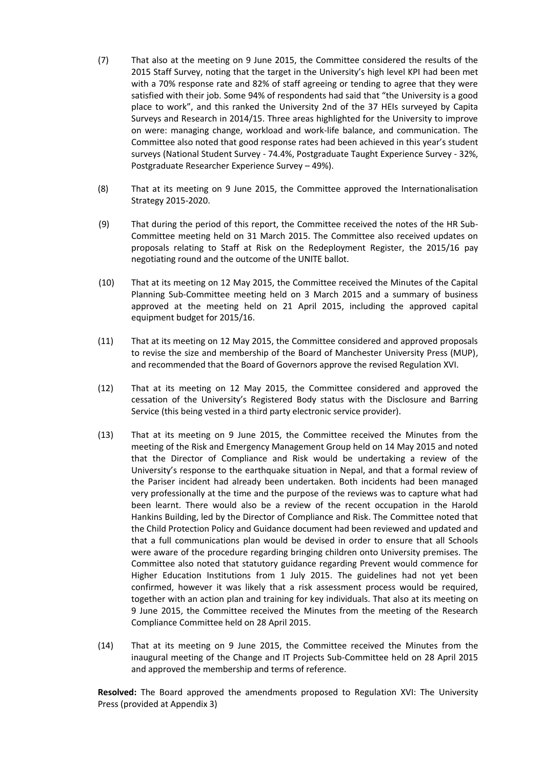(7) That also at the meeting on 9 June 2015, the Committee considered the results of the 2015 Staff Survey, noting that the target in the University's high level KPI had been met with a 70% response rate and 82% of staff agreeing or tending to agree that they were satisfied with their job. Some 94% of respondents had said that "the University is a good place to work", and this ranked the University 2nd of the 37 HEIs surveyed by Capita Surveys and Research in 2014/15. Three areas highlighted for the University to improve on were: managing change, workload and work-life balance, and communication. The Committee also noted that good response rates had been achieved in this year's student surveys (National Student Survey - 74.4%, Postgraduate Taught Experience Survey - 32%, Postgraduate Researcher Experience Survey – 49%).

(8) That at its meeting on 9 June 2015, the Committee approved the Internationalisation Strategy 2015-2020.

(9) That during the period of this report, the Committee received the notes of the HR Sub-Committee meeting held on 31 March 2015. The Committee also received updates on proposals relating to Staff at Risk on the Redeployment Register, the 2015/16 pay negotiating round and the outcome of the UNITE ballot.

(10) That at its meeting on 12 May 2015, the Committee received the Minutes of the Capital Planning Sub-Committee meeting held on 3 March 2015 and a summary of business approved at the meeting held on 21 April 2015, including the approved capital equipment budget for 2015/16.

(11) That at its meeting on 12 May 2015, the Committee considered and approved proposals to revise the size and membership of the Board of Manchester University Press (MUP), and recommended that the Board of Governors approve the revised Regulation XVI.

(12) That at its meeting on 12 May 2015, the Committee considered and approved the cessation of the University's Registered Body status with the Disclosure and Barring Service (this being vested in a third party electronic service provider).

(13) That at its meeting on 9 June 2015, the Committee received the Minutes from the meeting of the Risk and Emergency Management Group held on 14 May 2015 and noted that the Director of Compliance and Risk would be undertaking a review of the University's response to the earthquake situation in Nepal, and that a formal review of the Pariser incident had already been undertaken. Both incidents had been managed very professionally at the time and the purpose of the reviews was to capture what had been learnt. There would also be a review of the recent occupation in the Harold Hankins Building, led by the Director of Compliance and Risk. The Committee noted that the Child Protection Policy and Guidance document had been reviewed and updated and that a full communications plan would be devised in order to ensure that all Schools were aware of the procedure regarding bringing children onto University premises. The Committee also noted that statutory guidance regarding Prevent would commence for Higher Education Institutions from 1 July 2015. The guidelines had not yet been confirmed, however it was likely that a risk assessment process would be required, together with an action plan and training for key individuals. That also at its meeting on 9 June 2015, the Committee received the Minutes from the meeting of the Research Compliance Committee held on 28 April 2015.

(14) That at its meeting on 9 June 2015, the Committee received the Minutes from the inaugural meeting of the Change and IT Projects Sub-Committee held on 28 April 2015 and approved the membership and terms of reference.

**Resolved:** The Board approved the amendments proposed to Regulation XVI: The University Press (provided at Appendix 3)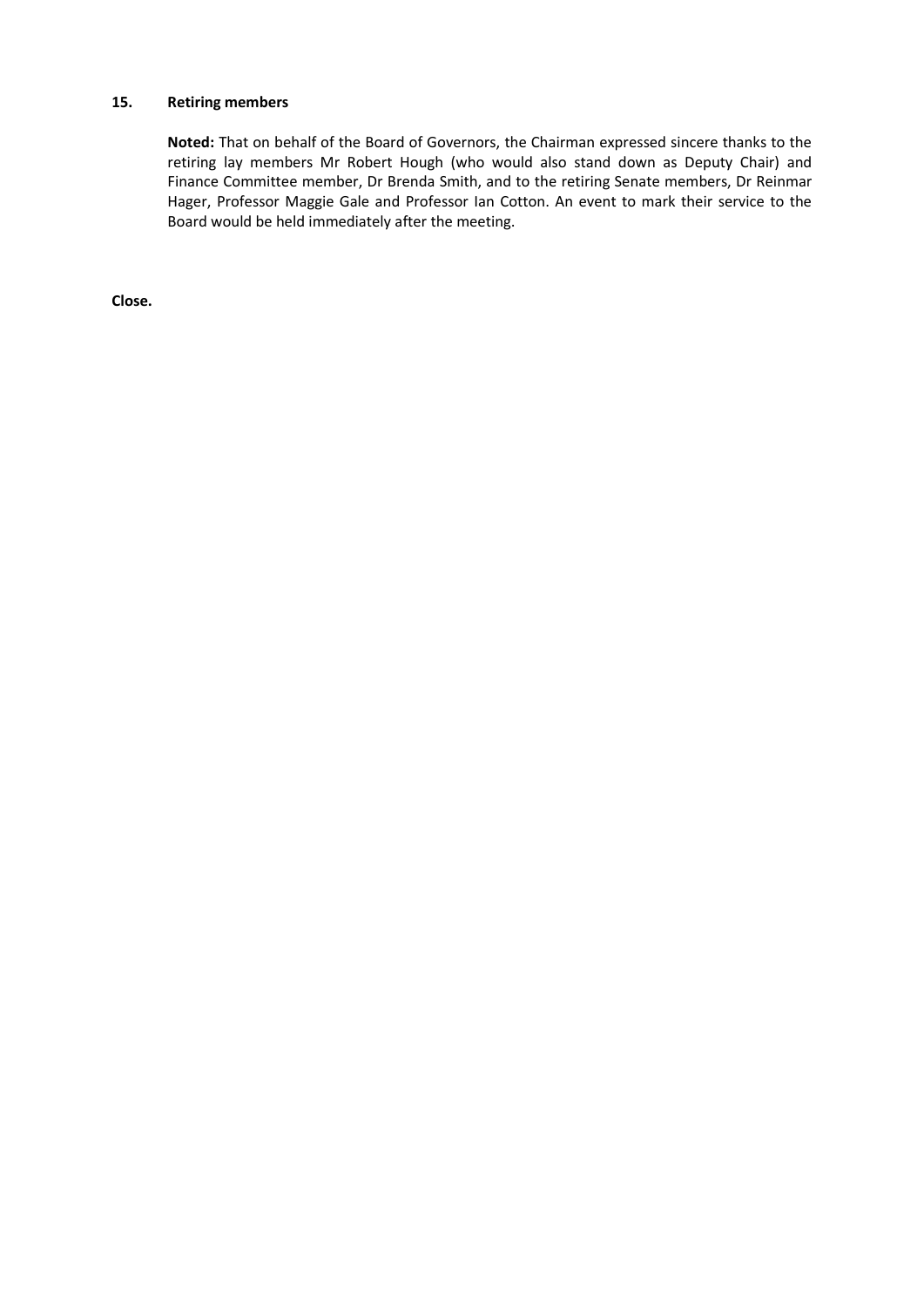**15. Retiring members**

**Noted:** That on behalf of the Board of Governors, the Chairman expressed sincere thanks to the retiring lay members Mr Robert Hough (who would also stand down as Deputy Chair) and Finance Committee member, Dr Brenda Smith, and to the retiring Senate members, Dr Reinmar Hager, Professor Maggie Gale and Professor Ian Cotton. An event to mark their service to the Board would be held immediately after the meeting.

**Close.**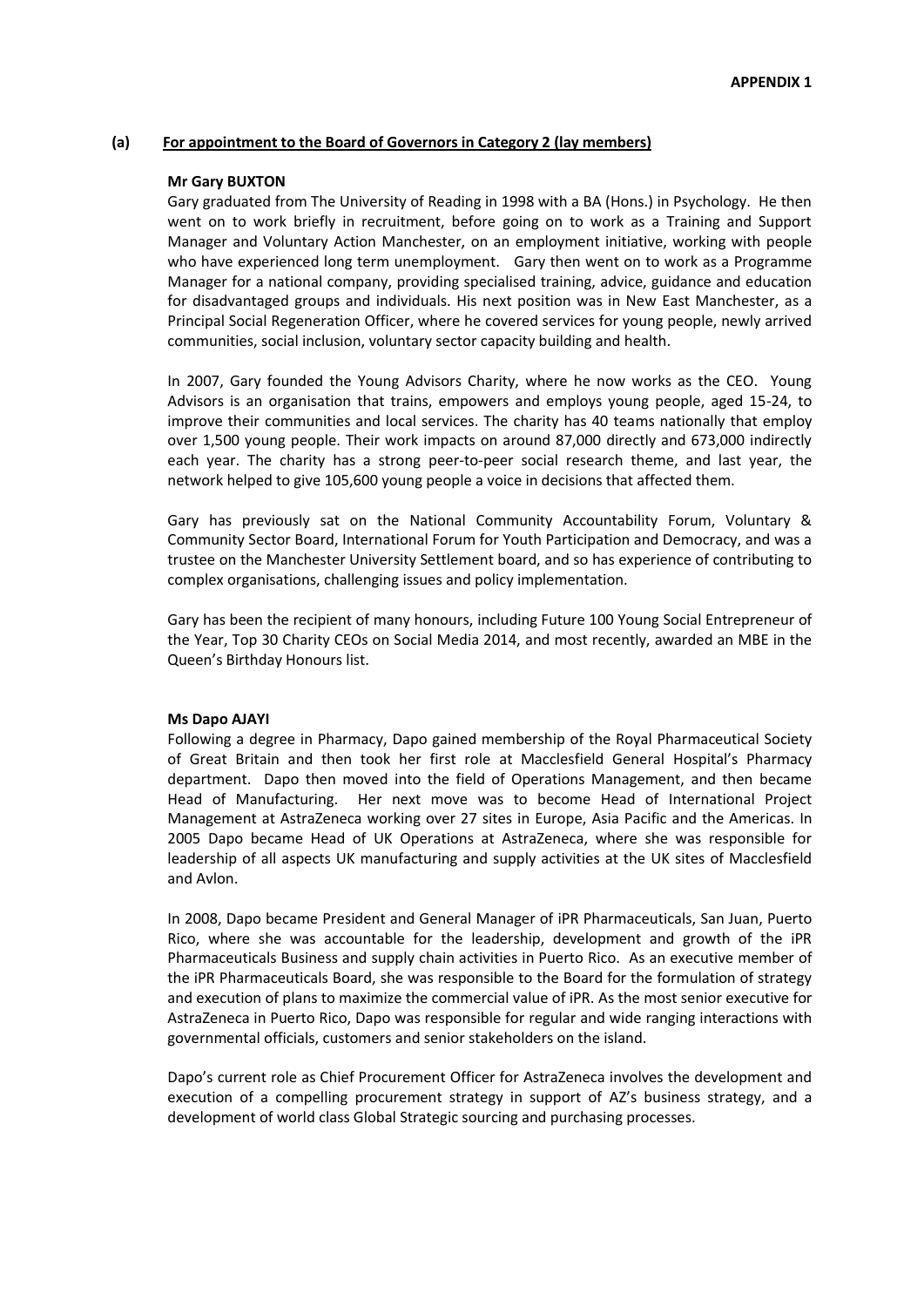**APPENDIX 1**

**(a) For appointment to the Board of Governors in Category 2 (lay members)**

**Mr Gary BUXTON**

Gary graduated from The University of Reading in 1998 with a BA (Hons.) in Psychology. He then went on to work briefly in recruitment, before going on to work as a Training and Support Manager and Voluntary Action Manchester, on an employment initiative, working with people who have experienced long term unemployment. Gary then went on to work as a Programme Manager for a national company, providing specialised training, advice, guidance and education for disadvantaged groups and individuals. His next position was in New East Manchester, as a Principal Social Regeneration Officer, where he covered services for young people, newly arrived communities, social inclusion, voluntary sector capacity building and health.

In 2007, Gary founded the Young Advisors Charity, where he now works as the CEO. Young Advisors is an organisation that trains, empowers and employs young people, aged 15-24, to improve their communities and local services. The charity has 40 teams nationally that employ over 1,500 young people. Their work impacts on around 87,000 directly and 673,000 indirectly each year. The charity has a strong peer-to-peer social research theme, and last year, the network helped to give 105,600 young people a voice in decisions that affected them.

Gary has previously sat on the National Community Accountability Forum, Voluntary & Community Sector Board, International Forum for Youth Participation and Democracy, and was a trustee on the Manchester University Settlement board, and so has experience of contributing to complex organisations, challenging issues and policy implementation.

Gary has been the recipient of many honours, including Future 100 Young Social Entrepreneur of the Year, Top 30 Charity CEOs on Social Media 2014, and most recently, awarded an MBE in the Queen's Birthday Honours list.

**Ms Dapo AJAYI**

Following a degree in Pharmacy, Dapo gained membership of the Royal Pharmaceutical Society of Great Britain and then took her first role at Macclesfield General Hospital's Pharmacy department. Dapo then moved into the field of Operations Management, and then became Head of Manufacturing. Her next move was to become Head of International Project Management at AstraZeneca working over 27 sites in Europe, Asia Pacific and the Americas. In 2005 Dapo became Head of UK Operations at AstraZeneca, where she was responsible for leadership of all aspects UK manufacturing and supply activities at the UK sites of Macclesfield and Avlon.

In 2008, Dapo became President and General Manager of iPR Pharmaceuticals, San Juan, Puerto Rico, where she was accountable for the leadership, development and growth of the iPR Pharmaceuticals Business and supply chain activities in Puerto Rico. As an executive member of the iPR Pharmaceuticals Board, she was responsible to the Board for the formulation of strategy and execution of plans to maximize the commercial value of iPR. As the most senior executive for AstraZeneca in Puerto Rico, Dapo was responsible for regular and wide ranging interactions with governmental officials, customers and senior stakeholders on the island.

Dapo's current role as Chief Procurement Officer for AstraZeneca involves the development and execution of a compelling procurement strategy in support of AZ's business strategy, and a development of world class Global Strategic sourcing and purchasing processes.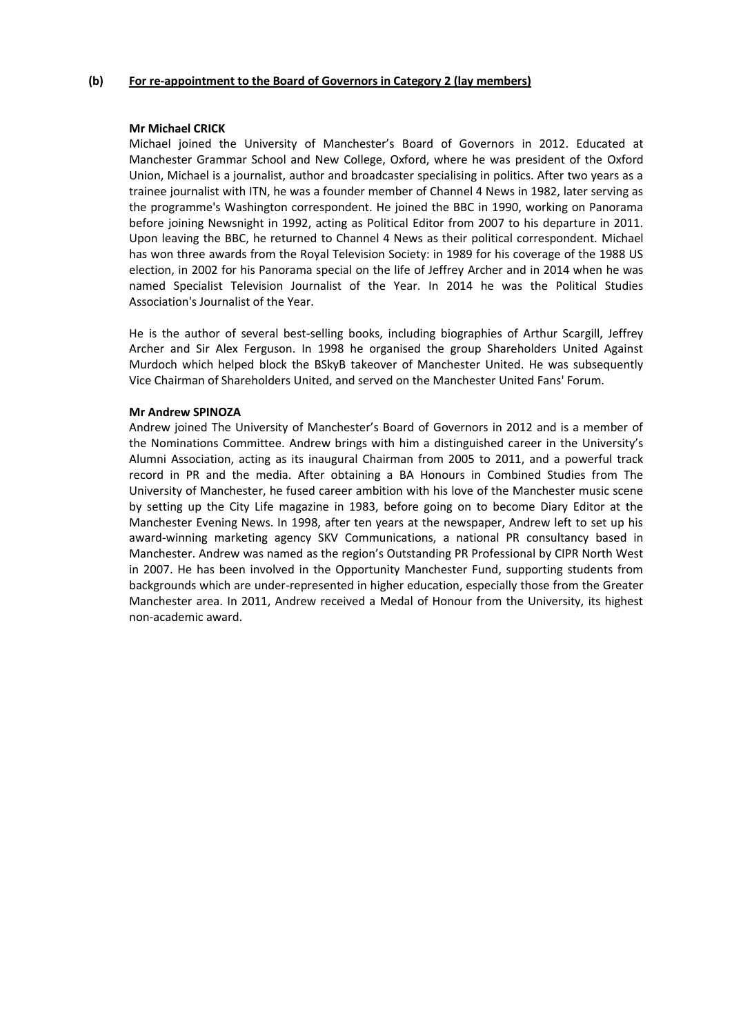**(b) For re-appointment to the Board of Governors in Category 2 (lay members)**

**Mr Michael CRICK**

Michael joined the University of Manchester's Board of Governors in 2012. Educated at Manchester Grammar School and New College, Oxford, where he was president of the Oxford Union, Michael is a journalist, author and broadcaster specialising in politics. After two years as a trainee journalist with ITN, he was a founder member of Channel 4 News in 1982, later serving as the programme's Washington correspondent. He joined the BBC in 1990, working on Panorama before joining Newsnight in 1992, acting as Political Editor from 2007 to his departure in 2011. Upon leaving the BBC, he returned to Channel 4 News as their political correspondent. Michael has won three awards from the Royal Television Society: in 1989 for his coverage of the 1988 US election, in 2002 for his Panorama special on the life of Jeffrey Archer and in 2014 when he was named Specialist Television Journalist of the Year. In 2014 he was the Political Studies Association's Journalist of the Year.

He is the author of several best-selling books, including biographies of Arthur Scargill, Jeffrey Archer and Sir Alex Ferguson. In 1998 he organised the group Shareholders United Against Murdoch which helped block the BSkyB takeover of Manchester United. He was subsequently Vice Chairman of Shareholders United, and served on the Manchester United Fans' Forum.

**Mr Andrew SPINOZA**

Andrew joined The University of Manchester's Board of Governors in 2012 and is a member of the Nominations Committee. Andrew brings with him a distinguished career in the University's Alumni Association, acting as its inaugural Chairman from 2005 to 2011, and a powerful track record in PR and the media. After obtaining a BA Honours in Combined Studies from The University of Manchester, he fused career ambition with his love of the Manchester music scene by setting up the City Life magazine in 1983, before going on to become Diary Editor at the Manchester Evening News. In 1998, after ten years at the newspaper, Andrew left to set up his award-winning marketing agency SKV Communications, a national PR consultancy based in Manchester. Andrew was named as the region's Outstanding PR Professional by CIPR North West in 2007. He has been involved in the Opportunity Manchester Fund, supporting students from backgrounds which are under-represented in higher education, especially those from the Greater Manchester area. In 2011, Andrew received a Medal of Honour from the University, its highest non-academic award.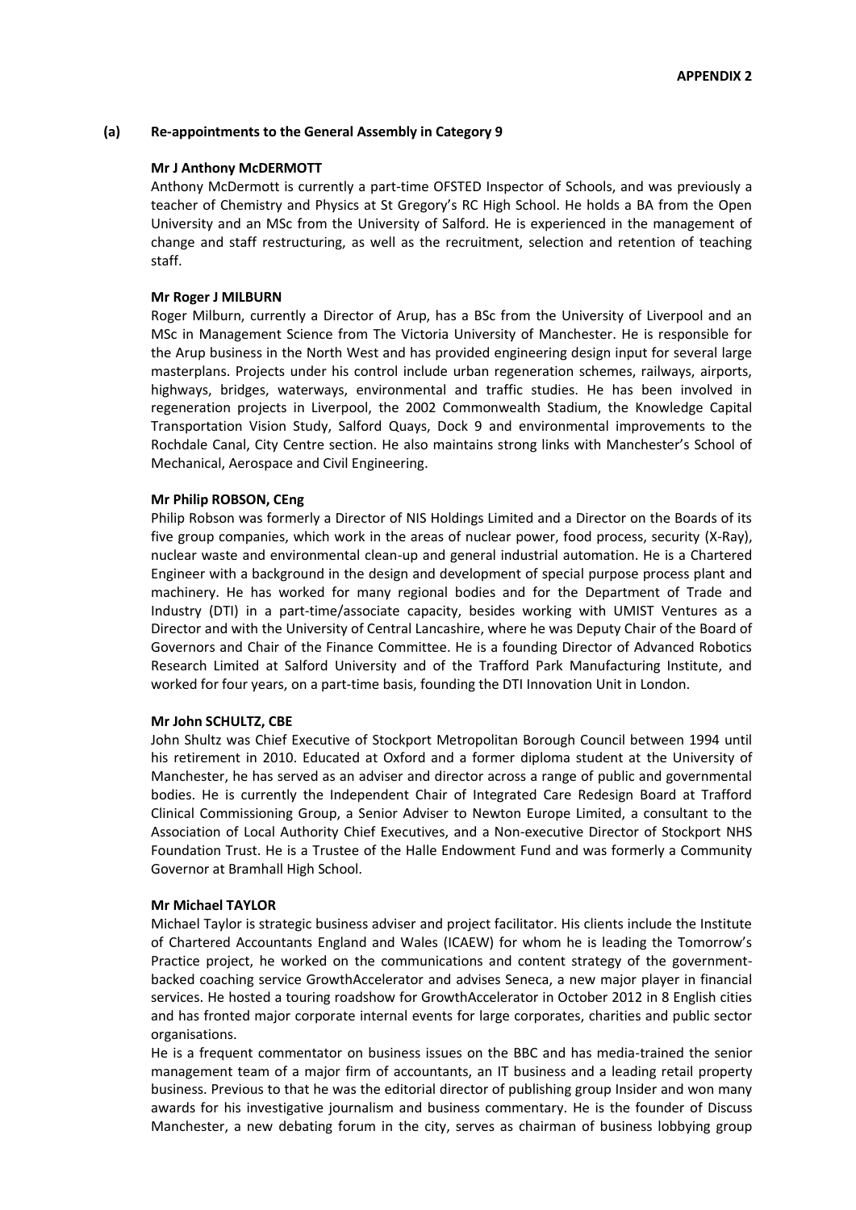**APPENDIX 2**

**(a) Re-appointments to the General Assembly in Category 9**

**Mr J Anthony McDERMOTT**

Anthony McDermott is currently a part-time OFSTED Inspector of Schools, and was previously a teacher of Chemistry and Physics at St Gregory's RC High School. He holds a BA from the Open University and an MSc from the University of Salford. He is experienced in the management of change and staff restructuring, as well as the recruitment, selection and retention of teaching staff.

**Mr Roger J MILBURN**

Roger Milburn, currently a Director of Arup, has a BSc from the University of Liverpool and an MSc in Management Science from The Victoria University of Manchester. He is responsible for the Arup business in the North West and has provided engineering design input for several large masterplans. Projects under his control include urban regeneration schemes, railways, airports, highways, bridges, waterways, environmental and traffic studies. He has been involved in regeneration projects in Liverpool, the 2002 Commonwealth Stadium, the Knowledge Capital Transportation Vision Study, Salford Quays, Dock 9 and environmental improvements to the Rochdale Canal, City Centre section. He also maintains strong links with Manchester's School of Mechanical, Aerospace and Civil Engineering.

**Mr Philip ROBSON, CEng**

Philip Robson was formerly a Director of NIS Holdings Limited and a Director on the Boards of its five group companies, which work in the areas of nuclear power, food process, security (X-Ray), nuclear waste and environmental clean-up and general industrial automation. He is a Chartered Engineer with a background in the design and development of special purpose process plant and machinery. He has worked for many regional bodies and for the Department of Trade and Industry (DTI) in a part-time/associate capacity, besides working with UMIST Ventures as a Director and with the University of Central Lancashire, where he was Deputy Chair of the Board of Governors and Chair of the Finance Committee. He is a founding Director of Advanced Robotics Research Limited at Salford University and of the Trafford Park Manufacturing Institute, and worked for four years, on a part-time basis, founding the DTI Innovation Unit in London.

**Mr John SCHULTZ, CBE**

John Shultz was Chief Executive of Stockport Metropolitan Borough Council between 1994 until his retirement in 2010. Educated at Oxford and a former diploma student at the University of Manchester, he has served as an adviser and director across a range of public and governmental bodies. He is currently the Independent Chair of Integrated Care Redesign Board at Trafford Clinical Commissioning Group, a Senior Adviser to Newton Europe Limited, a consultant to the Association of Local Authority Chief Executives, and a Non-executive Director of Stockport NHS Foundation Trust. He is a Trustee of the Halle Endowment Fund and was formerly a Community Governor at Bramhall High School.

**Mr Michael TAYLOR**

Michael Taylor is strategic business adviser and project facilitator. His clients include the Institute of Chartered Accountants England and Wales (ICAEW) for whom he is leading the Tomorrow's Practice project, he worked on the communications and content strategy of the government-backed coaching service GrowthAccelerator and advises Seneca, a new major player in financial services. He hosted a touring roadshow for GrowthAccelerator in October 2012 in 8 English cities and has fronted major corporate internal events for large corporates, charities and public sector organisations.

He is a frequent commentator on business issues on the BBC and has media-trained the senior management team of a major firm of accountants, an IT business and a leading retail property business. Previous to that he was the editorial director of publishing group Insider and won many awards for his investigative journalism and business commentary. He is the founder of Discuss Manchester, a new debating forum in the city, serves as chairman of business lobbying group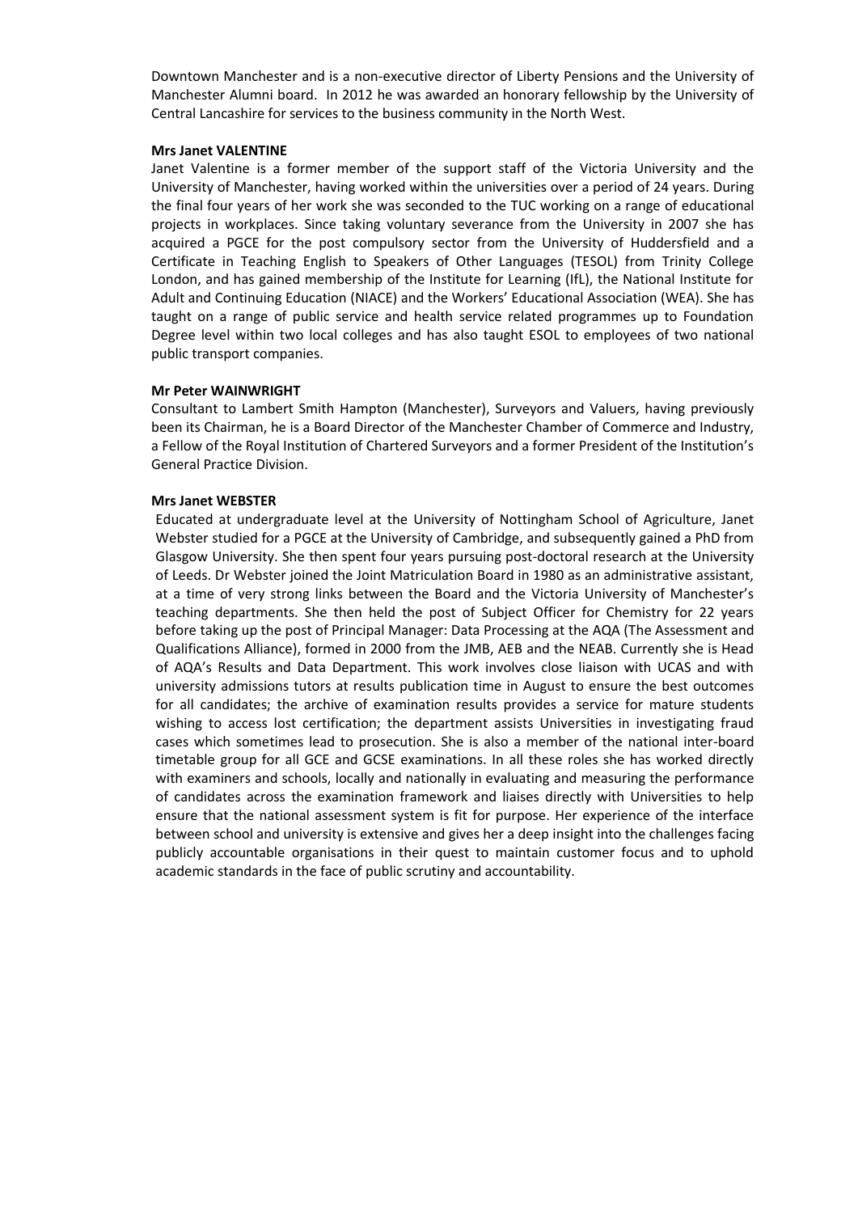Downtown Manchester and is a non-executive director of Liberty Pensions and the University of Manchester Alumni board. In 2012 he was awarded an honorary fellowship by the University of Central Lancashire for services to the business community in the North West.

**Mrs Janet VALENTINE**

Janet Valentine is a former member of the support staff of the Victoria University and the University of Manchester, having worked within the universities over a period of 24 years. During the final four years of her work she was seconded to the TUC working on a range of educational projects in workplaces. Since taking voluntary severance from the University in 2007 she has acquired a PGCE for the post compulsory sector from the University of Huddersfield and a Certificate in Teaching English to Speakers of Other Languages (TESOL) from Trinity College London, and has gained membership of the Institute for Learning (IfL), the National Institute for Adult and Continuing Education (NIACE) and the Workers' Educational Association (WEA). She has taught on a range of public service and health service related programmes up to Foundation Degree level within two local colleges and has also taught ESOL to employees of two national public transport companies.

**Mr Peter WAINWRIGHT**

Consultant to Lambert Smith Hampton (Manchester), Surveyors and Valuers, having previously been its Chairman, he is a Board Director of the Manchester Chamber of Commerce and Industry, a Fellow of the Royal Institution of Chartered Surveyors and a former President of the Institution's General Practice Division.

**Mrs Janet WEBSTER**

Educated at undergraduate level at the University of Nottingham School of Agriculture, Janet Webster studied for a PGCE at the University of Cambridge, and subsequently gained a PhD from Glasgow University. She then spent four years pursuing post-doctoral research at the University of Leeds. Dr Webster joined the Joint Matriculation Board in 1980 as an administrative assistant, at a time of very strong links between the Board and the Victoria University of Manchester's teaching departments. She then held the post of Subject Officer for Chemistry for 22 years before taking up the post of Principal Manager: Data Processing at the AQA (The Assessment and Qualifications Alliance), formed in 2000 from the JMB, AEB and the NEAB. Currently she is Head of AQA's Results and Data Department. This work involves close liaison with UCAS and with university admissions tutors at results publication time in August to ensure the best outcomes for all candidates; the archive of examination results provides a service for mature students wishing to access lost certification; the department assists Universities in investigating fraud cases which sometimes lead to prosecution. She is also a member of the national inter-board timetable group for all GCE and GCSE examinations. In all these roles she has worked directly with examiners and schools, locally and nationally in evaluating and measuring the performance of candidates across the examination framework and liaises directly with Universities to help ensure that the national assessment system is fit for purpose. Her experience of the interface between school and university is extensive and gives her a deep insight into the challenges facing publicly accountable organisations in their quest to maintain customer focus and to uphold academic standards in the face of public scrutiny and accountability.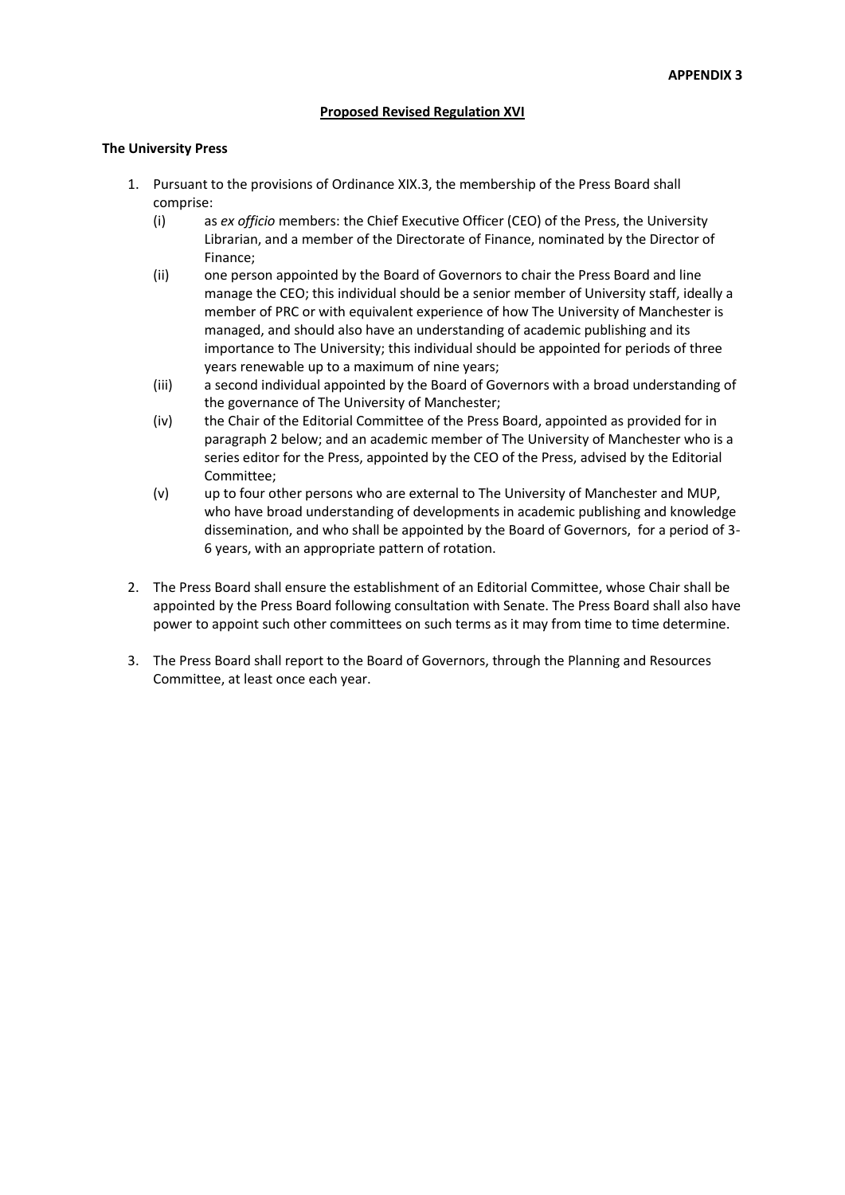**APPENDIX 3**

**Proposed Revised Regulation XVI**

**The University Press**

1. Pursuant to the provisions of Ordinance XIX.3, the membership of the Press Board shall comprise:
   - (i) as *ex officio* members: the Chief Executive Officer (CEO) of the Press, the University Librarian, and a member of the Directorate of Finance, nominated by the Director of Finance;
   - (ii) one person appointed by the Board of Governors to chair the Press Board and line manage the CEO; this individual should be a senior member of University staff, ideally a member of PRC or with equivalent experience of how The University of Manchester is managed, and should also have an understanding of academic publishing and its importance to The University; this individual should be appointed for periods of three years renewable up to a maximum of nine years;
   - (iii) a second individual appointed by the Board of Governors with a broad understanding of the governance of The University of Manchester;
   - (iv) the Chair of the Editorial Committee of the Press Board, appointed as provided for in paragraph 2 below; and an academic member of The University of Manchester who is a series editor for the Press, appointed by the CEO of the Press, advised by the Editorial Committee;
   - (v) up to four other persons who are external to The University of Manchester and MUP, who have broad understanding of developments in academic publishing and knowledge dissemination, and who shall be appointed by the Board of Governors, for a period of 3-6 years, with an appropriate pattern of rotation.

2. The Press Board shall ensure the establishment of an Editorial Committee, whose Chair shall be appointed by the Press Board following consultation with Senate. The Press Board shall also have power to appoint such other committees on such terms as it may from time to time determine.

3. The Press Board shall report to the Board of Governors, through the Planning and Resources Committee, at least once each year.